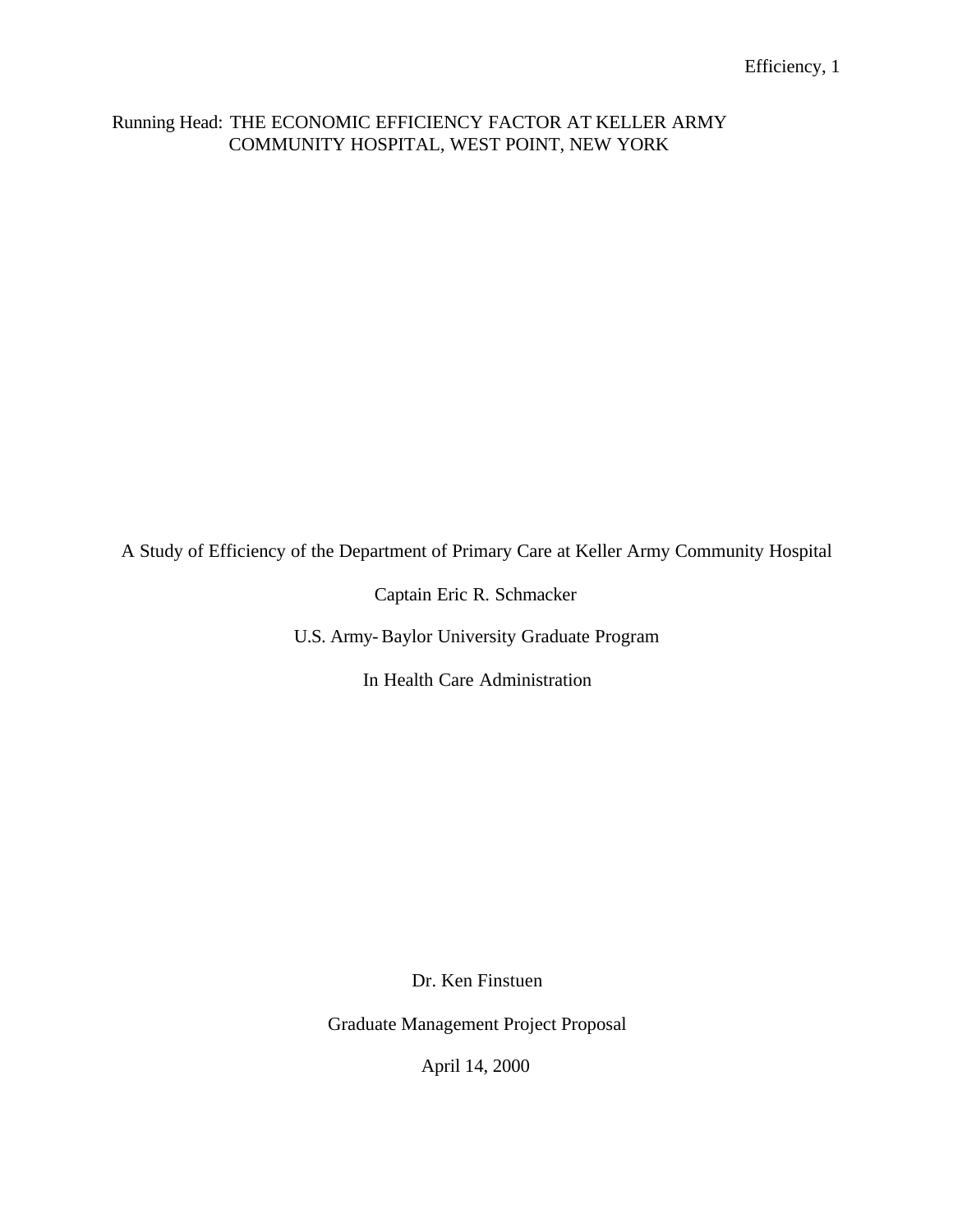Running Head: THE ECONOMIC EFFICIENCY FACTOR AT KELLER ARMY COMMUNITY HOSPITAL, WEST POINT, NEW YORK

A Study of Efficiency of the Department of Primary Care at Keller Army Community Hospital

Captain Eric R. Schmacker

U.S. Army- Baylor University Graduate Program

In Health Care Administration

Dr. Ken Finstuen

Graduate Management Project Proposal

April 14, 2000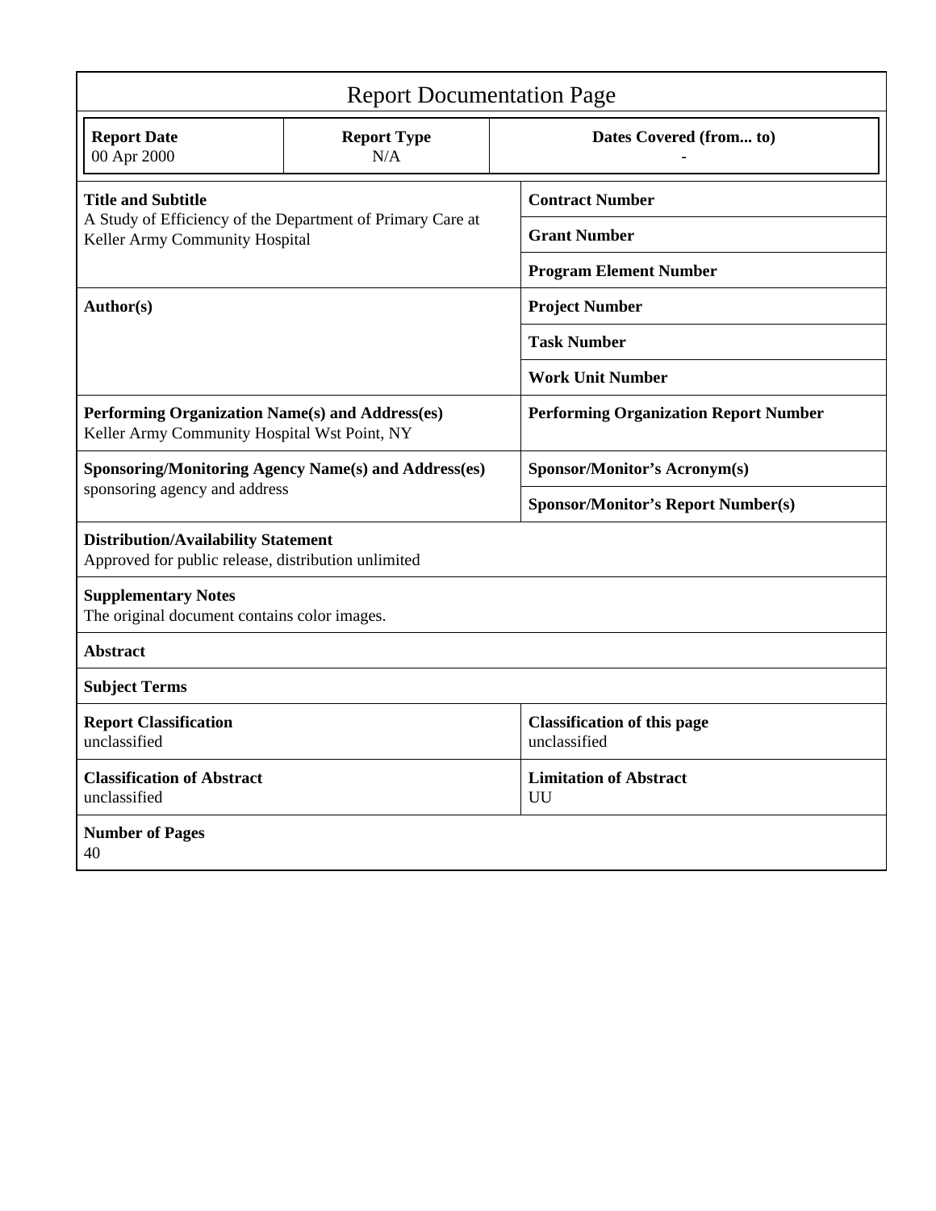# Report Documentation Page

| Report Date | Report Type | Dates Covered (from... to) |
|---|---|---|
| 00 Apr 2000 | N/A | - |

| | |
|---|---|
| **Title and Subtitle**<br>A Study of Efficiency of the Department of Primary Care at Keller Army Community Hospital | **Contract Number** |
| | **Grant Number** |
| | **Program Element Number** |
| **Author(s)** | **Project Number** |
| | **Task Number** |
| | **Work Unit Number** |
| **Performing Organization Name(s) and Address(es)**<br>Keller Army Community Hospital Wst Point, NY | **Performing Organization Report Number** |
| **Sponsoring/Monitoring Agency Name(s) and Address(es)**<br>sponsoring agency and address | **Sponsor/Monitor's Acronym(s)** |
| | **Sponsor/Monitor's Report Number(s)** |

**Distribution/Availability Statement**
Approved for public release, distribution unlimited

**Supplementary Notes**
The original document contains color images.

**Abstract**

**Subject Terms**

| | |
|---|---|
| **Report Classification**<br>unclassified | **Classification of this page**<br>unclassified |
| **Classification of Abstract**<br>unclassified | **Limitation of Abstract**<br>UU |

**Number of Pages**
40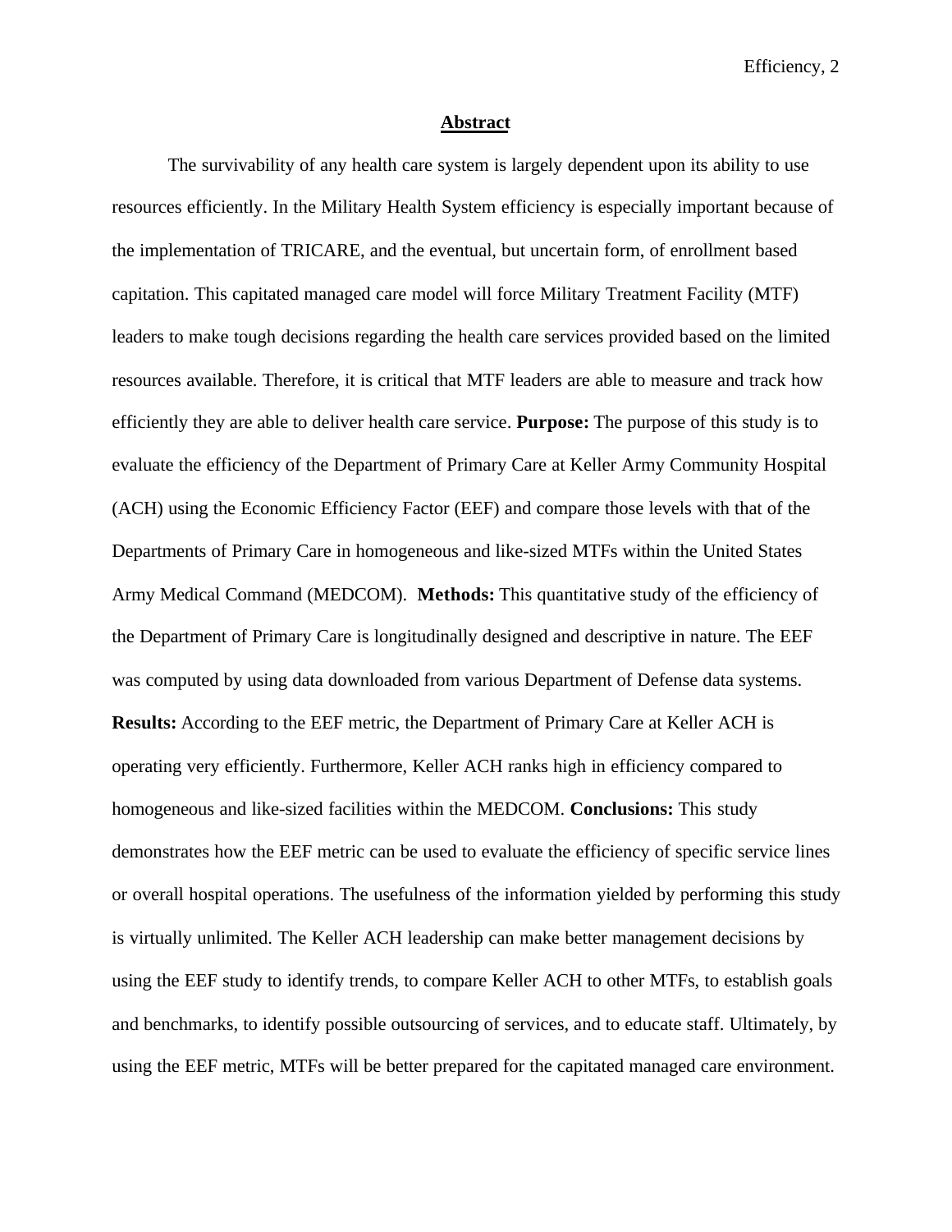## Abstract

The survivability of any health care system is largely dependent upon its ability to use resources efficiently. In the Military Health System efficiency is especially important because of the implementation of TRICARE, and the eventual, but uncertain form, of enrollment based capitation. This capitated managed care model will force Military Treatment Facility (MTF) leaders to make tough decisions regarding the health care services provided based on the limited resources available. Therefore, it is critical that MTF leaders are able to measure and track how efficiently they are able to deliver health care service. **Purpose:** The purpose of this study is to evaluate the efficiency of the Department of Primary Care at Keller Army Community Hospital (ACH) using the Economic Efficiency Factor (EEF) and compare those levels with that of the Departments of Primary Care in homogeneous and like-sized MTFs within the United States Army Medical Command (MEDCOM). **Methods:** This quantitative study of the efficiency of the Department of Primary Care is longitudinally designed and descriptive in nature. The EEF was computed by using data downloaded from various Department of Defense data systems. **Results:** According to the EEF metric, the Department of Primary Care at Keller ACH is operating very efficiently. Furthermore, Keller ACH ranks high in efficiency compared to homogeneous and like-sized facilities within the MEDCOM. **Conclusions:** This study demonstrates how the EEF metric can be used to evaluate the efficiency of specific service lines or overall hospital operations. The usefulness of the information yielded by performing this study is virtually unlimited. The Keller ACH leadership can make better management decisions by using the EEF study to identify trends, to compare Keller ACH to other MTFs, to establish goals and benchmarks, to identify possible outsourcing of services, and to educate staff. Ultimately, by using the EEF metric, MTFs will be better prepared for the capitated managed care environment.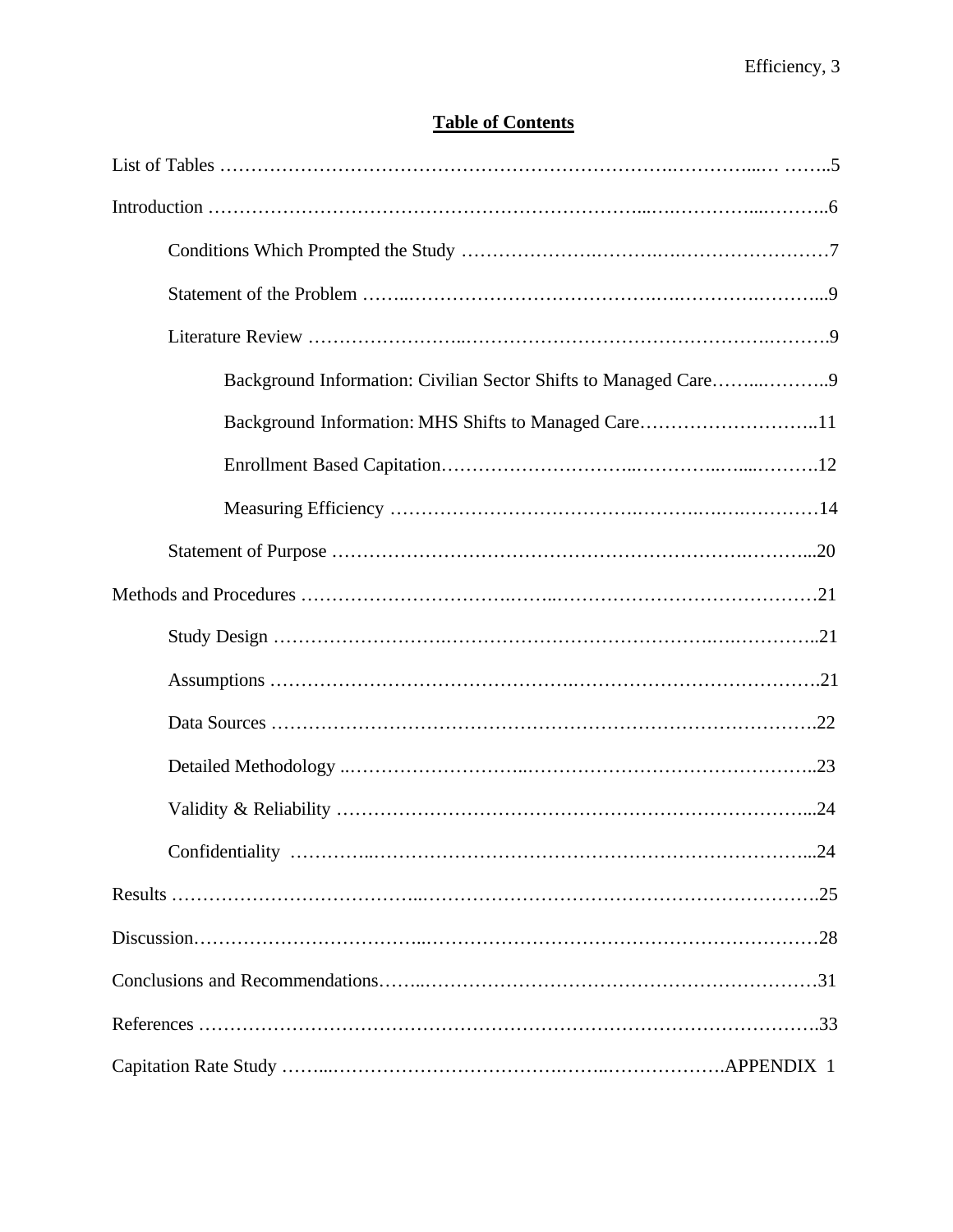## Table of Contents

List of Tables ........................................................................................ 5

Introduction ........................................................................................ 6

- Conditions Which Prompted the Study ........................................................ 7
- Statement of the Problem ........................................................................ 9
- Literature Review ................................................................................ 9
  - Background Information: Civilian Sector Shifts to Managed Care ........................ 9
  - Background Information: MHS Shifts to Managed Care ................................... 11
  - Enrollment Based Capitation ................................................................ 12
  - Measuring Efficiency ........................................................................ 14
- Statement of Purpose ............................................................................ 20

Methods and Procedures .......................................................................... 21

- Study Design ..................................................................................... 21
- Assumptions ...................................................................................... 21
- Data Sources ..................................................................................... 22
- Detailed Methodology ............................................................................ 23
- Validity & Reliability ........................................................................... 24
- Confidentiality ................................................................................... 24

Results ............................................................................................... 25

Discussion ........................................................................................... 28

Conclusions and Recommendations ............................................................. 31

References ........................................................................................... 33

Capitation Rate Study ........................................................................ APPENDIX 1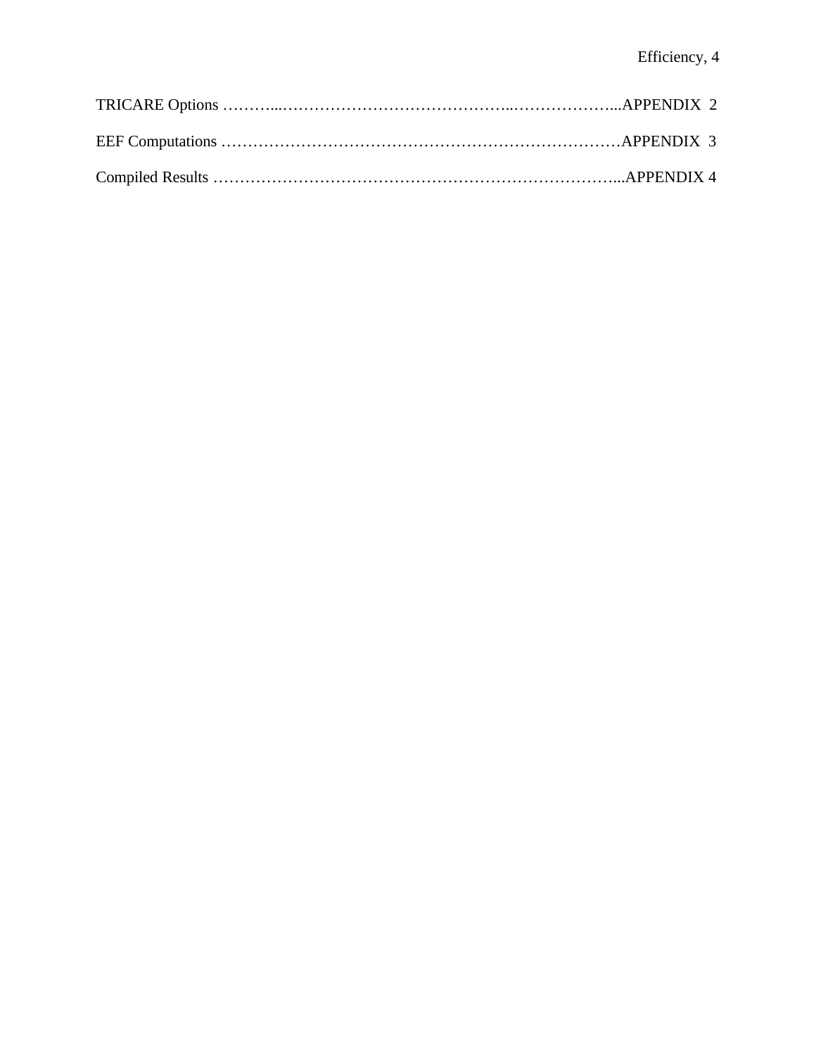TRICARE Options ………...…………………………………………..………………...APPENDIX  2

EEF Computations …………………………………………………………………APPENDIX  3

Compiled Results …………………………………………………………………...APPENDIX 4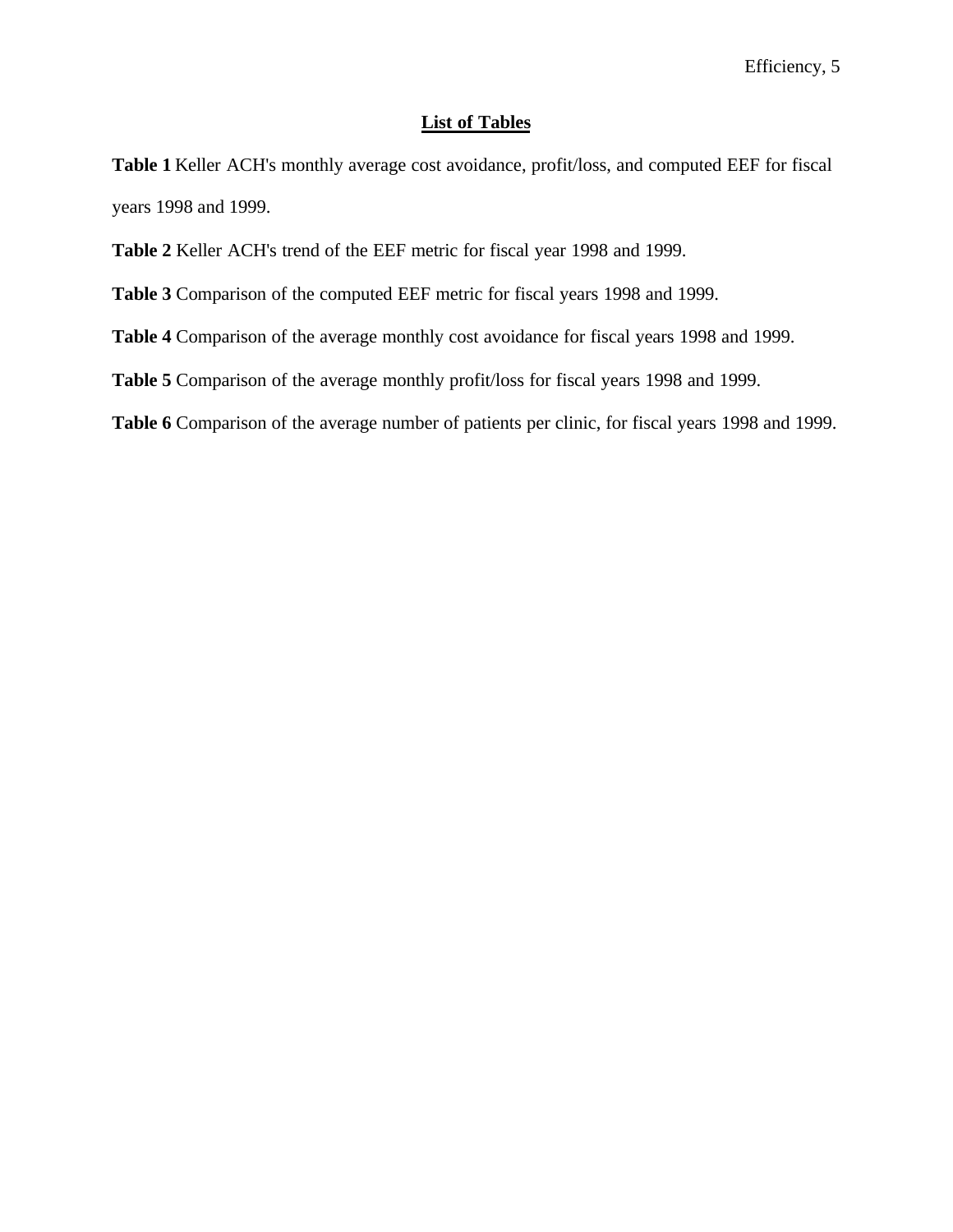## List of Tables

**Table 1** Keller ACH's monthly average cost avoidance, profit/loss, and computed EEF for fiscal years 1998 and 1999.

**Table 2** Keller ACH's trend of the EEF metric for fiscal year 1998 and 1999.

**Table 3** Comparison of the computed EEF metric for fiscal years 1998 and 1999.

**Table 4** Comparison of the average monthly cost avoidance for fiscal years 1998 and 1999.

**Table 5** Comparison of the average monthly profit/loss for fiscal years 1998 and 1999.

**Table 6** Comparison of the average number of patients per clinic, for fiscal years 1998 and 1999.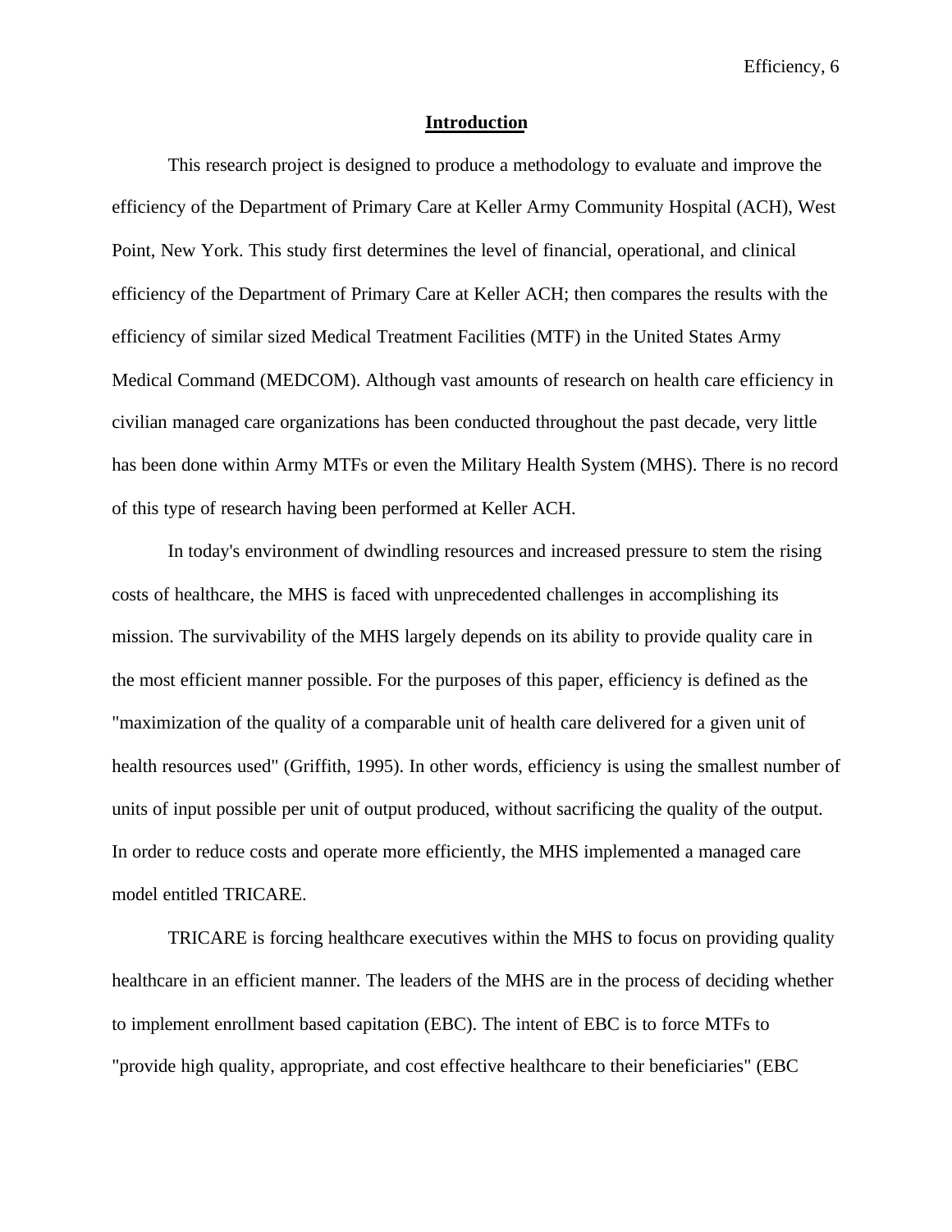## Introduction

This research project is designed to produce a methodology to evaluate and improve the efficiency of the Department of Primary Care at Keller Army Community Hospital (ACH), West Point, New York. This study first determines the level of financial, operational, and clinical efficiency of the Department of Primary Care at Keller ACH; then compares the results with the efficiency of similar sized Medical Treatment Facilities (MTF) in the United States Army Medical Command (MEDCOM). Although vast amounts of research on health care efficiency in civilian managed care organizations has been conducted throughout the past decade, very little has been done within Army MTFs or even the Military Health System (MHS). There is no record of this type of research having been performed at Keller ACH.

In today's environment of dwindling resources and increased pressure to stem the rising costs of healthcare, the MHS is faced with unprecedented challenges in accomplishing its mission. The survivability of the MHS largely depends on its ability to provide quality care in the most efficient manner possible. For the purposes of this paper, efficiency is defined as the "maximization of the quality of a comparable unit of health care delivered for a given unit of health resources used" (Griffith, 1995). In other words, efficiency is using the smallest number of units of input possible per unit of output produced, without sacrificing the quality of the output. In order to reduce costs and operate more efficiently, the MHS implemented a managed care model entitled TRICARE.

TRICARE is forcing healthcare executives within the MHS to focus on providing quality healthcare in an efficient manner. The leaders of the MHS are in the process of deciding whether to implement enrollment based capitation (EBC). The intent of EBC is to force MTFs to "provide high quality, appropriate, and cost effective healthcare to their beneficiaries" (EBC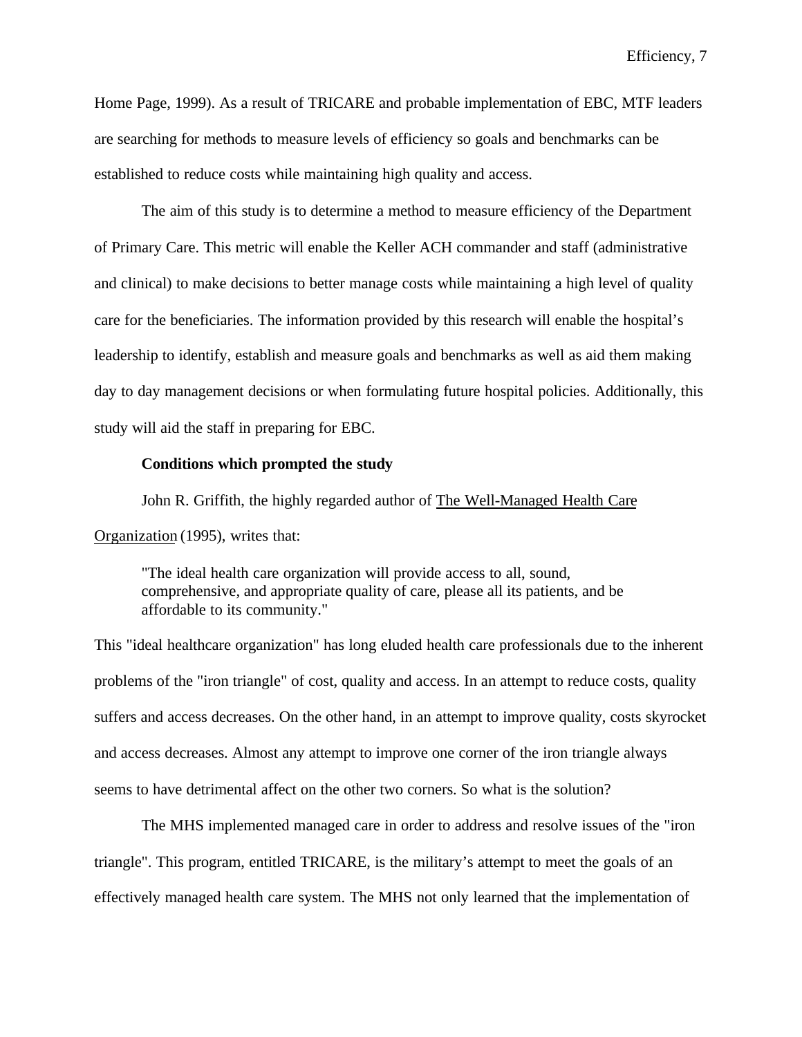Home Page, 1999). As a result of TRICARE and probable implementation of EBC, MTF leaders are searching for methods to measure levels of efficiency so goals and benchmarks can be established to reduce costs while maintaining high quality and access.

The aim of this study is to determine a method to measure efficiency of the Department of Primary Care. This metric will enable the Keller ACH commander and staff (administrative and clinical) to make decisions to better manage costs while maintaining a high level of quality care for the beneficiaries. The information provided by this research will enable the hospital's leadership to identify, establish and measure goals and benchmarks as well as aid them making day to day management decisions or when formulating future hospital policies. Additionally, this study will aid the staff in preparing for EBC.

**Conditions which prompted the study**

John R. Griffith, the highly regarded author of The Well-Managed Health Care Organization (1995), writes that:

> "The ideal health care organization will provide access to all, sound, comprehensive, and appropriate quality of care, please all its patients, and be affordable to its community."

This "ideal healthcare organization" has long eluded health care professionals due to the inherent problems of the "iron triangle" of cost, quality and access. In an attempt to reduce costs, quality suffers and access decreases. On the other hand, in an attempt to improve quality, costs skyrocket and access decreases. Almost any attempt to improve one corner of the iron triangle always seems to have detrimental affect on the other two corners. So what is the solution?

The MHS implemented managed care in order to address and resolve issues of the "iron triangle". This program, entitled TRICARE, is the military's attempt to meet the goals of an effectively managed health care system. The MHS not only learned that the implementation of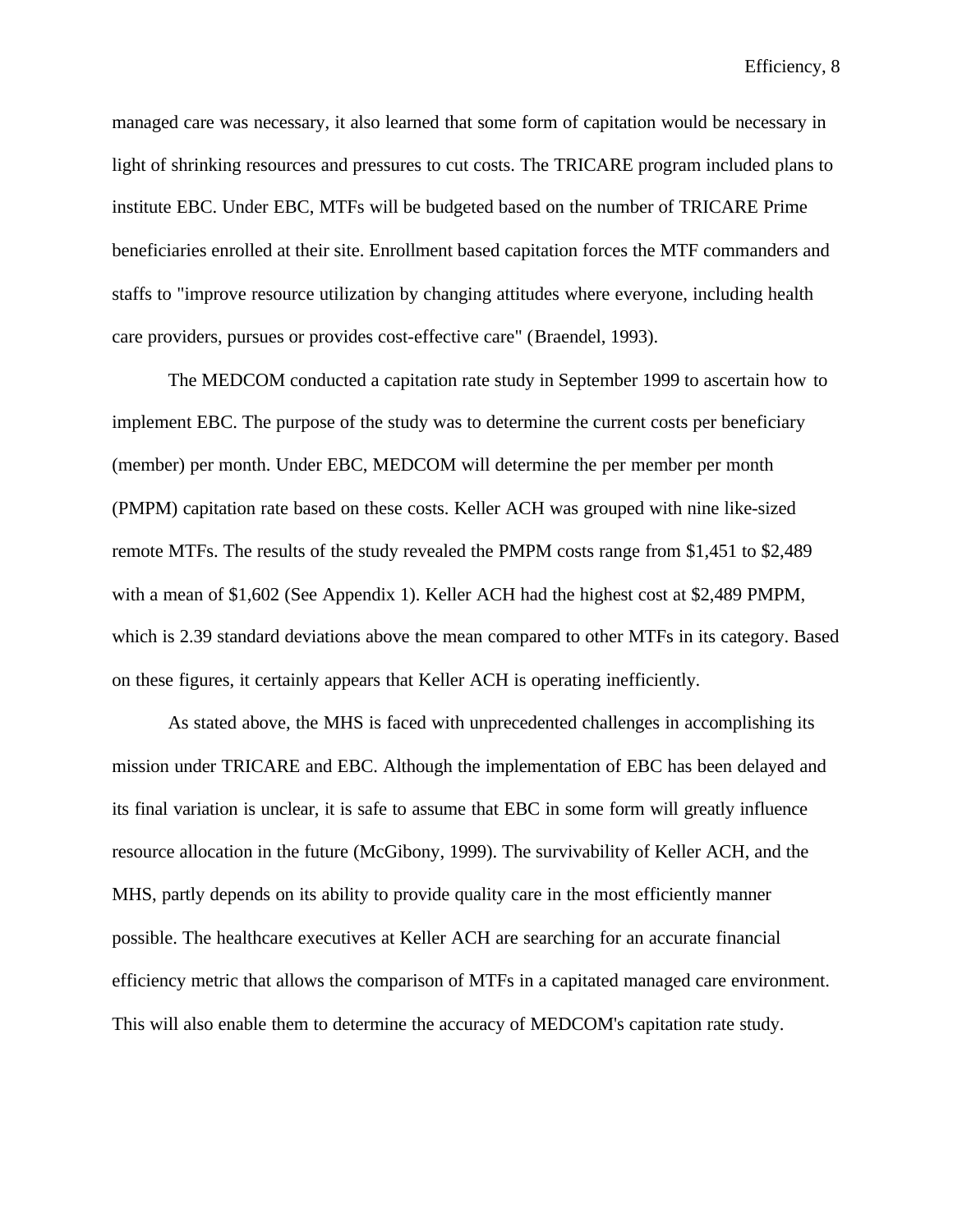managed care was necessary, it also learned that some form of capitation would be necessary in light of shrinking resources and pressures to cut costs. The TRICARE program included plans to institute EBC. Under EBC, MTFs will be budgeted based on the number of TRICARE Prime beneficiaries enrolled at their site. Enrollment based capitation forces the MTF commanders and staffs to "improve resource utilization by changing attitudes where everyone, including health care providers, pursues or provides cost-effective care" (Braendel, 1993).

The MEDCOM conducted a capitation rate study in September 1999 to ascertain how to implement EBC. The purpose of the study was to determine the current costs per beneficiary (member) per month. Under EBC, MEDCOM will determine the per member per month (PMPM) capitation rate based on these costs. Keller ACH was grouped with nine like-sized remote MTFs. The results of the study revealed the PMPM costs range from $1,451 to $2,489 with a mean of $1,602 (See Appendix 1). Keller ACH had the highest cost at $2,489 PMPM, which is 2.39 standard deviations above the mean compared to other MTFs in its category. Based on these figures, it certainly appears that Keller ACH is operating inefficiently.

As stated above, the MHS is faced with unprecedented challenges in accomplishing its mission under TRICARE and EBC. Although the implementation of EBC has been delayed and its final variation is unclear, it is safe to assume that EBC in some form will greatly influence resource allocation in the future (McGibony, 1999). The survivability of Keller ACH, and the MHS, partly depends on its ability to provide quality care in the most efficiently manner possible. The healthcare executives at Keller ACH are searching for an accurate financial efficiency metric that allows the comparison of MTFs in a capitated managed care environment. This will also enable them to determine the accuracy of MEDCOM's capitation rate study.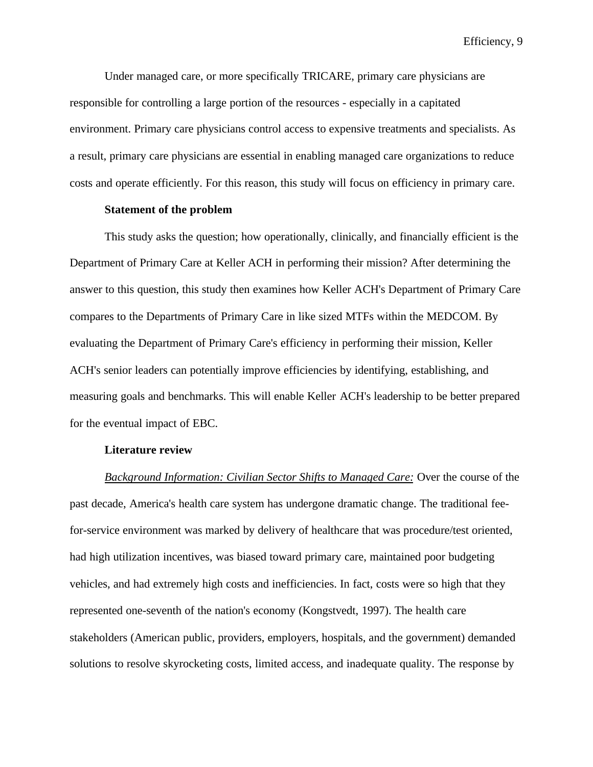Under managed care, or more specifically TRICARE, primary care physicians are responsible for controlling a large portion of the resources - especially in a capitated environment. Primary care physicians control access to expensive treatments and specialists. As a result, primary care physicians are essential in enabling managed care organizations to reduce costs and operate efficiently. For this reason, this study will focus on efficiency in primary care.

**Statement of the problem**

This study asks the question; how operationally, clinically, and financially efficient is the Department of Primary Care at Keller ACH in performing their mission? After determining the answer to this question, this study then examines how Keller ACH's Department of Primary Care compares to the Departments of Primary Care in like sized MTFs within the MEDCOM. By evaluating the Department of Primary Care's efficiency in performing their mission, Keller ACH's senior leaders can potentially improve efficiencies by identifying, establishing, and measuring goals and benchmarks. This will enable Keller ACH's leadership to be better prepared for the eventual impact of EBC.

**Literature review**

*Background Information: Civilian Sector Shifts to Managed Care:* Over the course of the past decade, America's health care system has undergone dramatic change. The traditional fee-for-service environment was marked by delivery of healthcare that was procedure/test oriented, had high utilization incentives, was biased toward primary care, maintained poor budgeting vehicles, and had extremely high costs and inefficiencies. In fact, costs were so high that they represented one-seventh of the nation's economy (Kongstvedt, 1997). The health care stakeholders (American public, providers, employers, hospitals, and the government) demanded solutions to resolve skyrocketing costs, limited access, and inadequate quality. The response by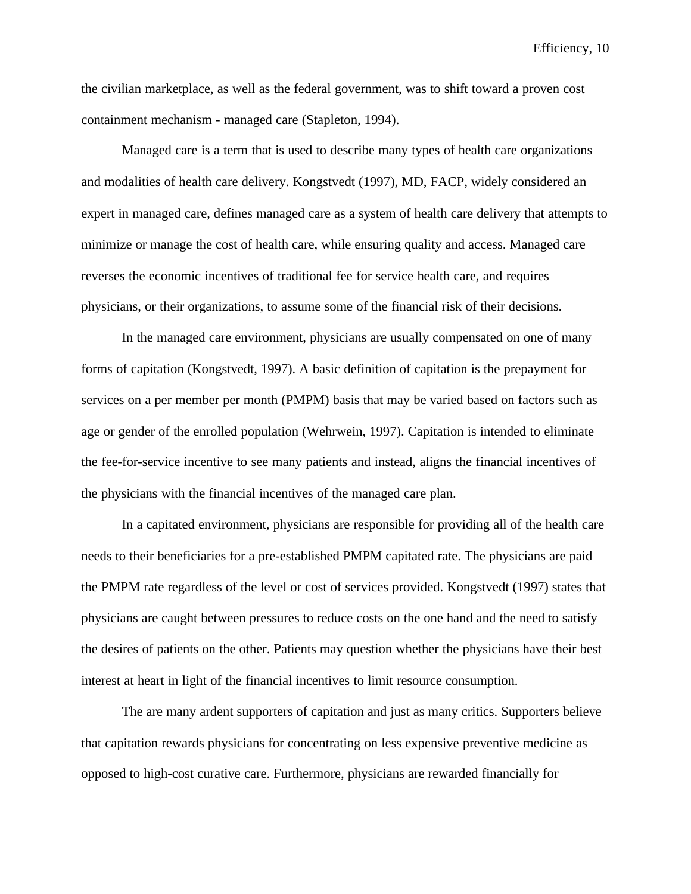the civilian marketplace, as well as the federal government, was to shift toward a proven cost containment mechanism - managed care (Stapleton, 1994).

Managed care is a term that is used to describe many types of health care organizations and modalities of health care delivery. Kongstvedt (1997), MD, FACP, widely considered an expert in managed care, defines managed care as a system of health care delivery that attempts to minimize or manage the cost of health care, while ensuring quality and access. Managed care reverses the economic incentives of traditional fee for service health care, and requires physicians, or their organizations, to assume some of the financial risk of their decisions.

In the managed care environment, physicians are usually compensated on one of many forms of capitation (Kongstvedt, 1997). A basic definition of capitation is the prepayment for services on a per member per month (PMPM) basis that may be varied based on factors such as age or gender of the enrolled population (Wehrwein, 1997). Capitation is intended to eliminate the fee-for-service incentive to see many patients and instead, aligns the financial incentives of the physicians with the financial incentives of the managed care plan.

In a capitated environment, physicians are responsible for providing all of the health care needs to their beneficiaries for a pre-established PMPM capitated rate. The physicians are paid the PMPM rate regardless of the level or cost of services provided. Kongstvedt (1997) states that physicians are caught between pressures to reduce costs on the one hand and the need to satisfy the desires of patients on the other. Patients may question whether the physicians have their best interest at heart in light of the financial incentives to limit resource consumption.

The are many ardent supporters of capitation and just as many critics. Supporters believe that capitation rewards physicians for concentrating on less expensive preventive medicine as opposed to high-cost curative care. Furthermore, physicians are rewarded financially for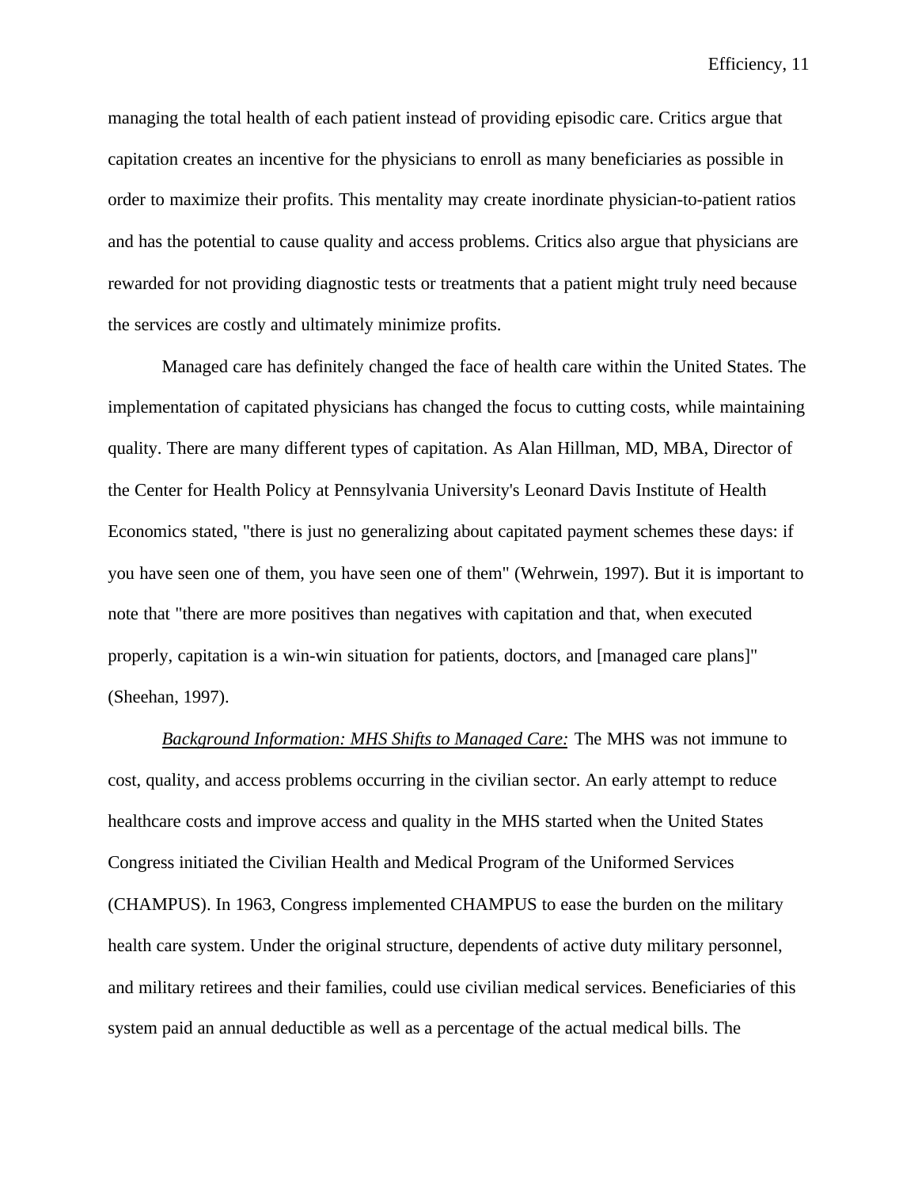managing the total health of each patient instead of providing episodic care. Critics argue that capitation creates an incentive for the physicians to enroll as many beneficiaries as possible in order to maximize their profits. This mentality may create inordinate physician-to-patient ratios and has the potential to cause quality and access problems. Critics also argue that physicians are rewarded for not providing diagnostic tests or treatments that a patient might truly need because the services are costly and ultimately minimize profits.

Managed care has definitely changed the face of health care within the United States. The implementation of capitated physicians has changed the focus to cutting costs, while maintaining quality. There are many different types of capitation. As Alan Hillman, MD, MBA, Director of the Center for Health Policy at Pennsylvania University's Leonard Davis Institute of Health Economics stated, "there is just no generalizing about capitated payment schemes these days: if you have seen one of them, you have seen one of them" (Wehrwein, 1997). But it is important to note that "there are more positives than negatives with capitation and that, when executed properly, capitation is a win-win situation for patients, doctors, and [managed care plans]" (Sheehan, 1997).

*Background Information: MHS Shifts to Managed Care:* The MHS was not immune to cost, quality, and access problems occurring in the civilian sector. An early attempt to reduce healthcare costs and improve access and quality in the MHS started when the United States Congress initiated the Civilian Health and Medical Program of the Uniformed Services (CHAMPUS). In 1963, Congress implemented CHAMPUS to ease the burden on the military health care system. Under the original structure, dependents of active duty military personnel, and military retirees and their families, could use civilian medical services. Beneficiaries of this system paid an annual deductible as well as a percentage of the actual medical bills. The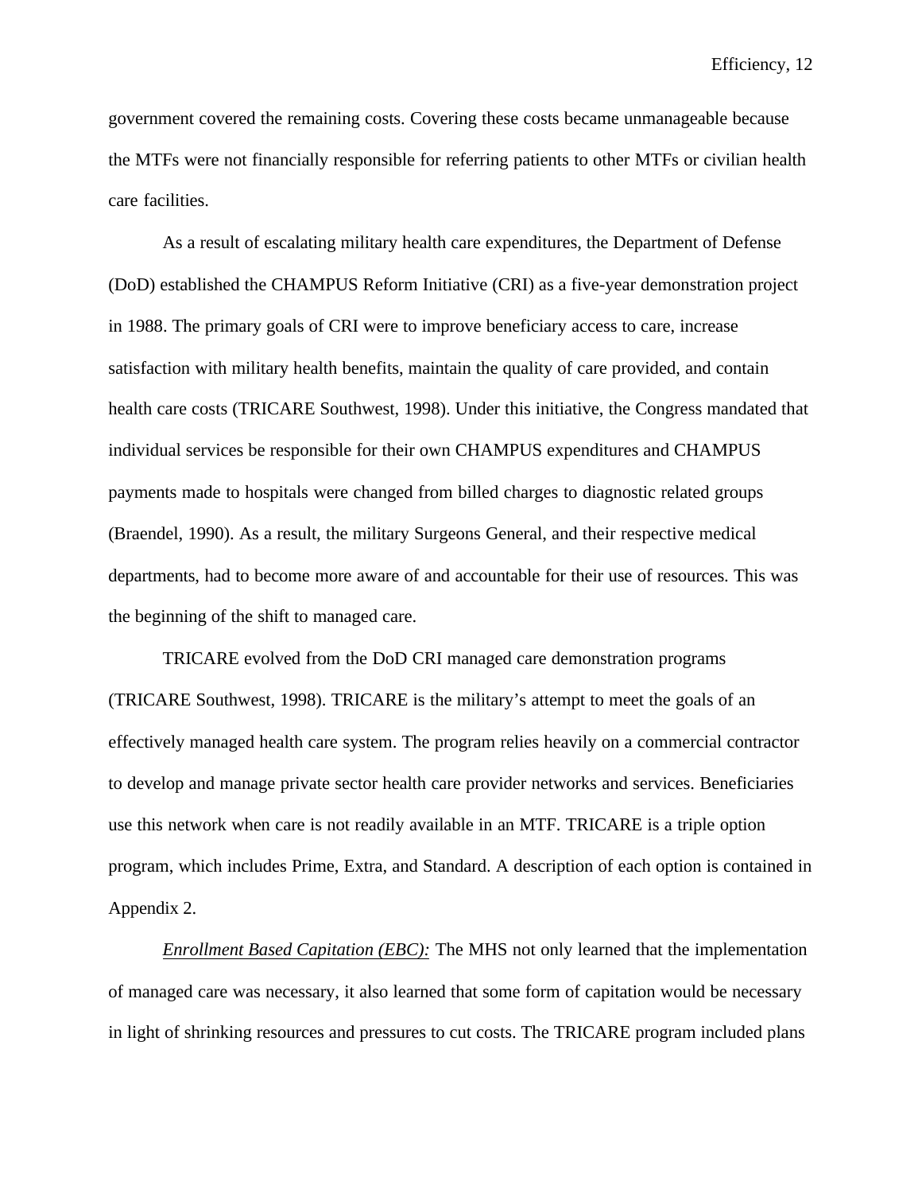government covered the remaining costs. Covering these costs became unmanageable because the MTFs were not financially responsible for referring patients to other MTFs or civilian health care facilities.

As a result of escalating military health care expenditures, the Department of Defense (DoD) established the CHAMPUS Reform Initiative (CRI) as a five-year demonstration project in 1988. The primary goals of CRI were to improve beneficiary access to care, increase satisfaction with military health benefits, maintain the quality of care provided, and contain health care costs (TRICARE Southwest, 1998). Under this initiative, the Congress mandated that individual services be responsible for their own CHAMPUS expenditures and CHAMPUS payments made to hospitals were changed from billed charges to diagnostic related groups (Braendel, 1990). As a result, the military Surgeons General, and their respective medical departments, had to become more aware of and accountable for their use of resources. This was the beginning of the shift to managed care.

TRICARE evolved from the DoD CRI managed care demonstration programs (TRICARE Southwest, 1998). TRICARE is the military's attempt to meet the goals of an effectively managed health care system. The program relies heavily on a commercial contractor to develop and manage private sector health care provider networks and services. Beneficiaries use this network when care is not readily available in an MTF. TRICARE is a triple option program, which includes Prime, Extra, and Standard. A description of each option is contained in Appendix 2.

<u>*Enrollment Based Capitation (EBC):*</u> The MHS not only learned that the implementation of managed care was necessary, it also learned that some form of capitation would be necessary in light of shrinking resources and pressures to cut costs. The TRICARE program included plans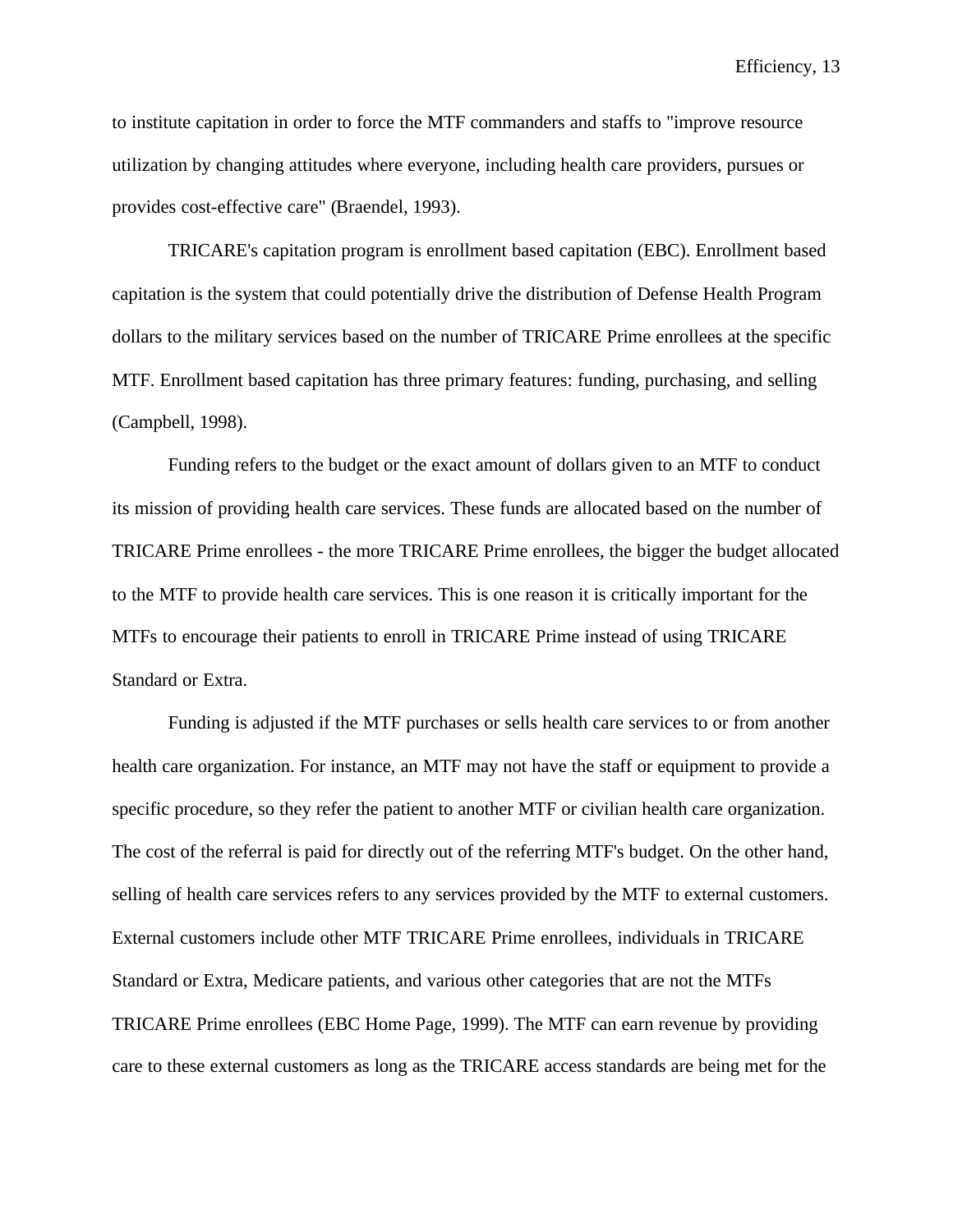to institute capitation in order to force the MTF commanders and staffs to "improve resource utilization by changing attitudes where everyone, including health care providers, pursues or provides cost-effective care" (Braendel, 1993).

TRICARE's capitation program is enrollment based capitation (EBC). Enrollment based capitation is the system that could potentially drive the distribution of Defense Health Program dollars to the military services based on the number of TRICARE Prime enrollees at the specific MTF. Enrollment based capitation has three primary features: funding, purchasing, and selling (Campbell, 1998).

Funding refers to the budget or the exact amount of dollars given to an MTF to conduct its mission of providing health care services. These funds are allocated based on the number of TRICARE Prime enrollees - the more TRICARE Prime enrollees, the bigger the budget allocated to the MTF to provide health care services. This is one reason it is critically important for the MTFs to encourage their patients to enroll in TRICARE Prime instead of using TRICARE Standard or Extra.

Funding is adjusted if the MTF purchases or sells health care services to or from another health care organization. For instance, an MTF may not have the staff or equipment to provide a specific procedure, so they refer the patient to another MTF or civilian health care organization. The cost of the referral is paid for directly out of the referring MTF's budget. On the other hand, selling of health care services refers to any services provided by the MTF to external customers. External customers include other MTF TRICARE Prime enrollees, individuals in TRICARE Standard or Extra, Medicare patients, and various other categories that are not the MTFs TRICARE Prime enrollees (EBC Home Page, 1999). The MTF can earn revenue by providing care to these external customers as long as the TRICARE access standards are being met for the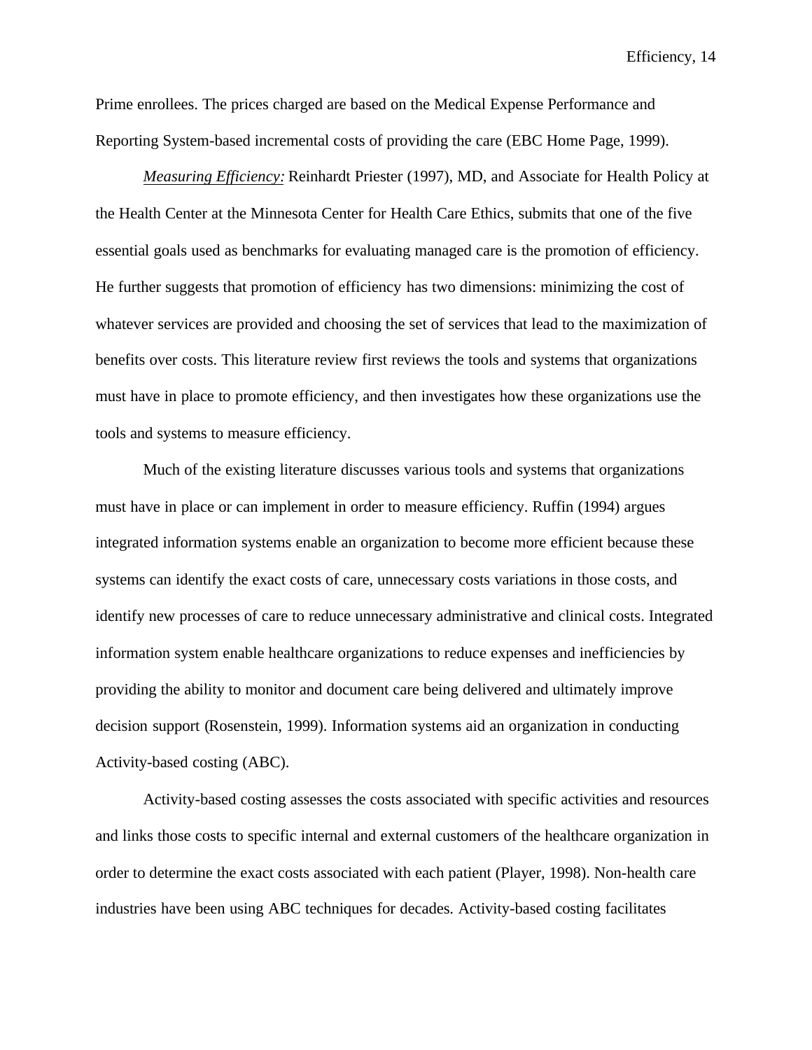Prime enrollees. The prices charged are based on the Medical Expense Performance and Reporting System-based incremental costs of providing the care (EBC Home Page, 1999).

*Measuring Efficiency:* Reinhardt Priester (1997), MD, and Associate for Health Policy at the Health Center at the Minnesota Center for Health Care Ethics, submits that one of the five essential goals used as benchmarks for evaluating managed care is the promotion of efficiency. He further suggests that promotion of efficiency has two dimensions: minimizing the cost of whatever services are provided and choosing the set of services that lead to the maximization of benefits over costs. This literature review first reviews the tools and systems that organizations must have in place to promote efficiency, and then investigates how these organizations use the tools and systems to measure efficiency.

Much of the existing literature discusses various tools and systems that organizations must have in place or can implement in order to measure efficiency. Ruffin (1994) argues integrated information systems enable an organization to become more efficient because these systems can identify the exact costs of care, unnecessary costs variations in those costs, and identify new processes of care to reduce unnecessary administrative and clinical costs. Integrated information system enable healthcare organizations to reduce expenses and inefficiencies by providing the ability to monitor and document care being delivered and ultimately improve decision support (Rosenstein, 1999). Information systems aid an organization in conducting Activity-based costing (ABC).

Activity-based costing assesses the costs associated with specific activities and resources and links those costs to specific internal and external customers of the healthcare organization in order to determine the exact costs associated with each patient (Player, 1998). Non-health care industries have been using ABC techniques for decades. Activity-based costing facilitates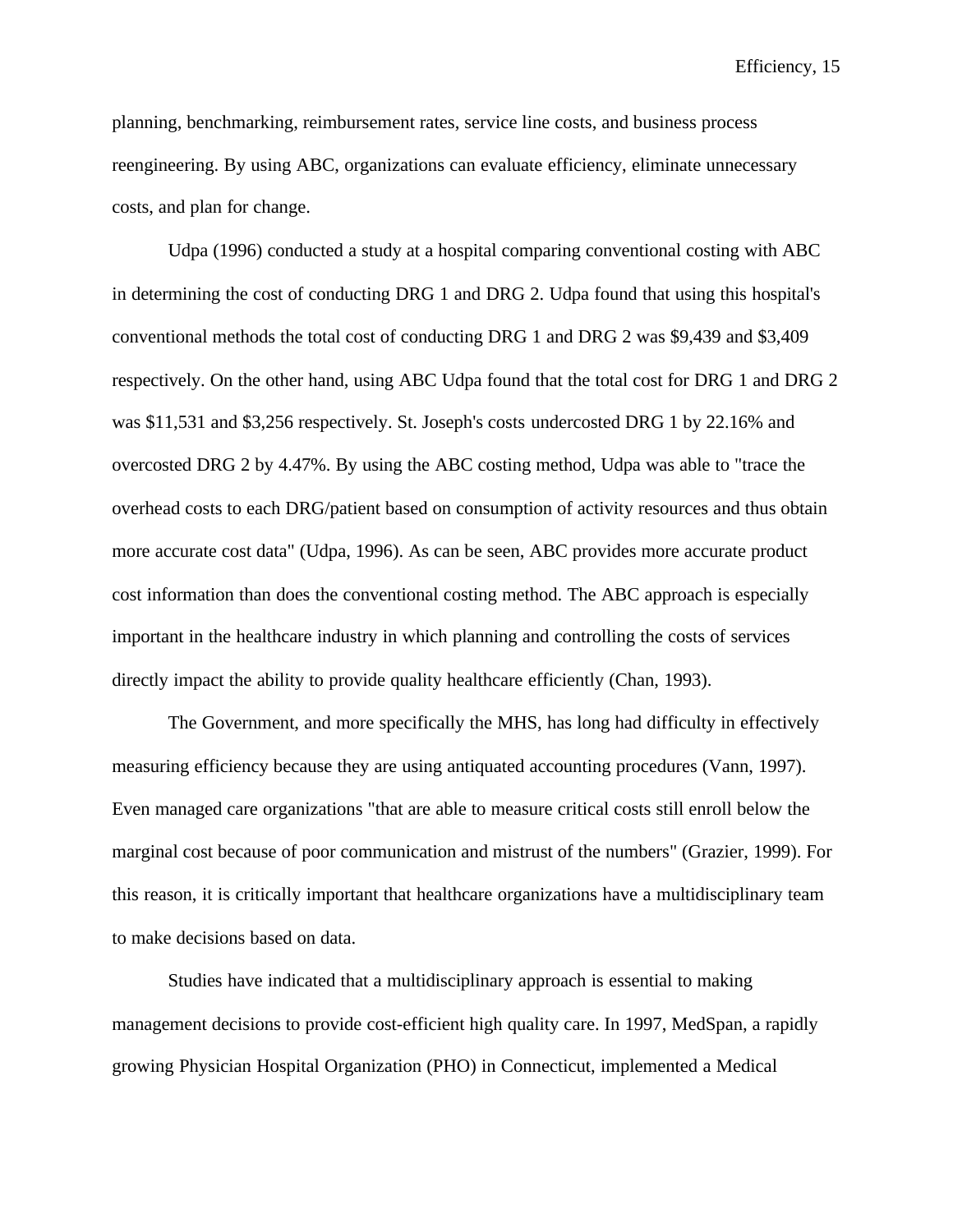planning, benchmarking, reimbursement rates, service line costs, and business process reengineering. By using ABC, organizations can evaluate efficiency, eliminate unnecessary costs, and plan for change.

Udpa (1996) conducted a study at a hospital comparing conventional costing with ABC in determining the cost of conducting DRG 1 and DRG 2. Udpa found that using this hospital's conventional methods the total cost of conducting DRG 1 and DRG 2 was $9,439 and $3,409 respectively. On the other hand, using ABC Udpa found that the total cost for DRG 1 and DRG 2 was $11,531 and $3,256 respectively. St. Joseph's costs undercosted DRG 1 by 22.16% and overcosted DRG 2 by 4.47%. By using the ABC costing method, Udpa was able to "trace the overhead costs to each DRG/patient based on consumption of activity resources and thus obtain more accurate cost data" (Udpa, 1996). As can be seen, ABC provides more accurate product cost information than does the conventional costing method. The ABC approach is especially important in the healthcare industry in which planning and controlling the costs of services directly impact the ability to provide quality healthcare efficiently (Chan, 1993).

The Government, and more specifically the MHS, has long had difficulty in effectively measuring efficiency because they are using antiquated accounting procedures (Vann, 1997). Even managed care organizations "that are able to measure critical costs still enroll below the marginal cost because of poor communication and mistrust of the numbers" (Grazier, 1999). For this reason, it is critically important that healthcare organizations have a multidisciplinary team to make decisions based on data.

Studies have indicated that a multidisciplinary approach is essential to making management decisions to provide cost-efficient high quality care. In 1997, MedSpan, a rapidly growing Physician Hospital Organization (PHO) in Connecticut, implemented a Medical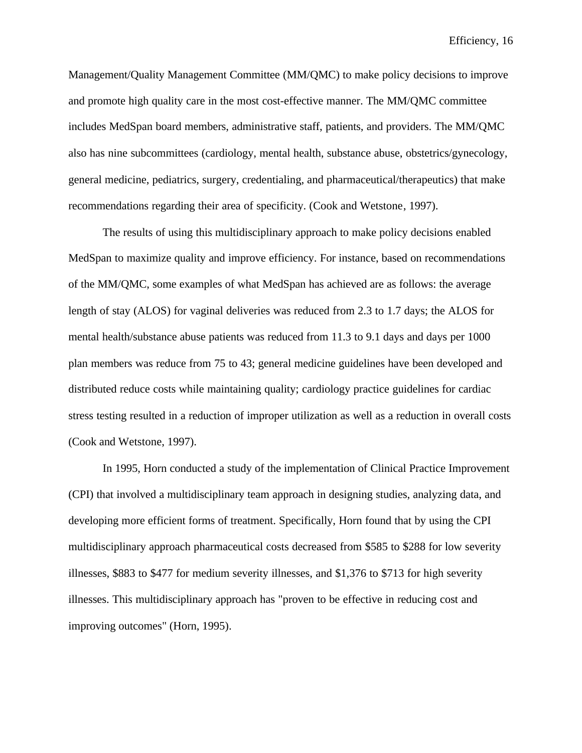Management/Quality Management Committee (MM/QMC) to make policy decisions to improve and promote high quality care in the most cost-effective manner. The MM/QMC committee includes MedSpan board members, administrative staff, patients, and providers. The MM/QMC also has nine subcommittees (cardiology, mental health, substance abuse, obstetrics/gynecology, general medicine, pediatrics, surgery, credentialing, and pharmaceutical/therapeutics) that make recommendations regarding their area of specificity. (Cook and Wetstone, 1997).

The results of using this multidisciplinary approach to make policy decisions enabled MedSpan to maximize quality and improve efficiency. For instance, based on recommendations of the MM/QMC, some examples of what MedSpan has achieved are as follows: the average length of stay (ALOS) for vaginal deliveries was reduced from 2.3 to 1.7 days; the ALOS for mental health/substance abuse patients was reduced from 11.3 to 9.1 days and days per 1000 plan members was reduce from 75 to 43; general medicine guidelines have been developed and distributed reduce costs while maintaining quality; cardiology practice guidelines for cardiac stress testing resulted in a reduction of improper utilization as well as a reduction in overall costs (Cook and Wetstone, 1997).

In 1995, Horn conducted a study of the implementation of Clinical Practice Improvement (CPI) that involved a multidisciplinary team approach in designing studies, analyzing data, and developing more efficient forms of treatment. Specifically, Horn found that by using the CPI multidisciplinary approach pharmaceutical costs decreased from $585 to $288 for low severity illnesses, $883 to $477 for medium severity illnesses, and $1,376 to $713 for high severity illnesses. This multidisciplinary approach has "proven to be effective in reducing cost and improving outcomes" (Horn, 1995).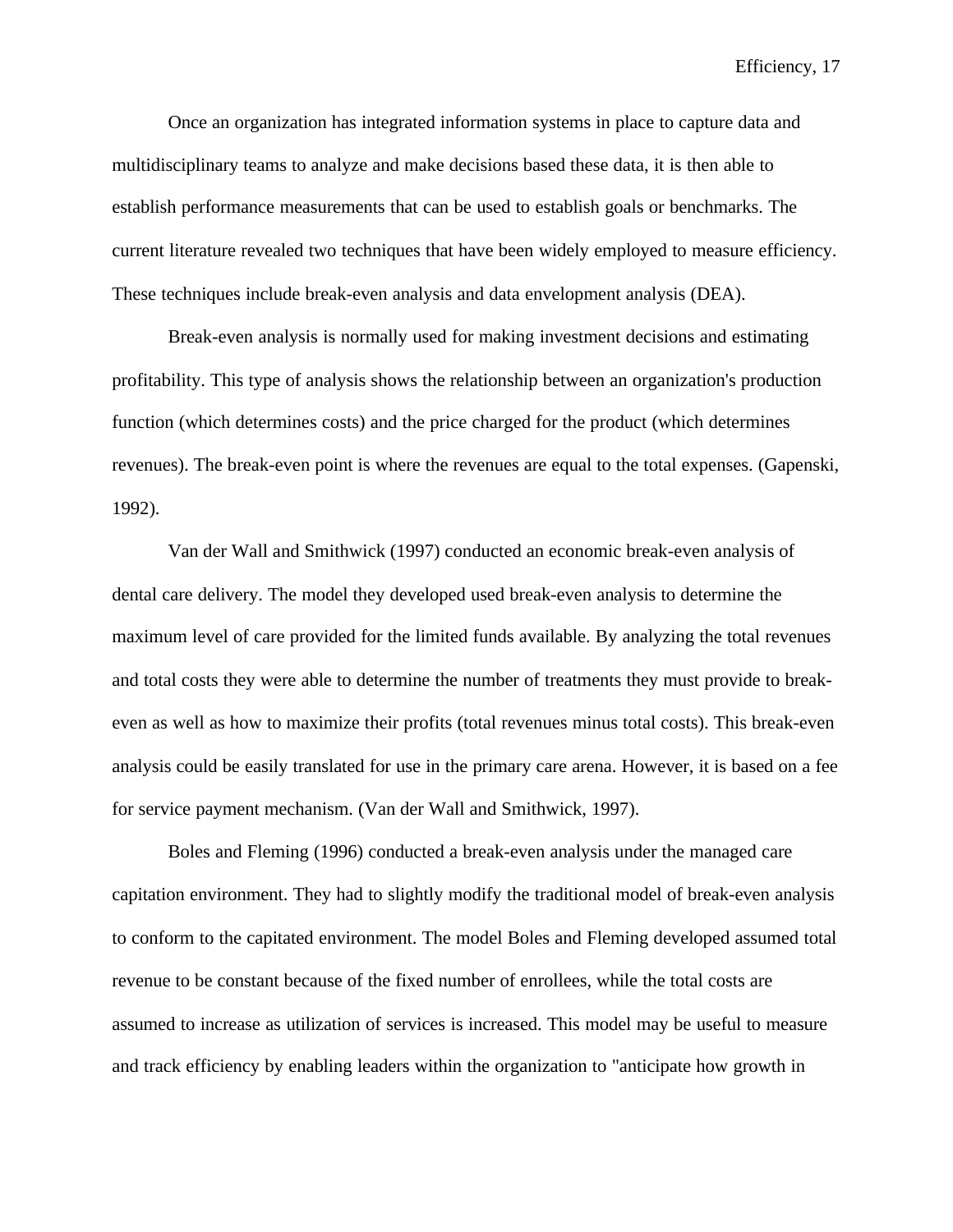Once an organization has integrated information systems in place to capture data and multidisciplinary teams to analyze and make decisions based these data, it is then able to establish performance measurements that can be used to establish goals or benchmarks. The current literature revealed two techniques that have been widely employed to measure efficiency. These techniques include break-even analysis and data envelopment analysis (DEA).

Break-even analysis is normally used for making investment decisions and estimating profitability. This type of analysis shows the relationship between an organization's production function (which determines costs) and the price charged for the product (which determines revenues). The break-even point is where the revenues are equal to the total expenses. (Gapenski, 1992).

Van der Wall and Smithwick (1997) conducted an economic break-even analysis of dental care delivery. The model they developed used break-even analysis to determine the maximum level of care provided for the limited funds available. By analyzing the total revenues and total costs they were able to determine the number of treatments they must provide to break-even as well as how to maximize their profits (total revenues minus total costs). This break-even analysis could be easily translated for use in the primary care arena. However, it is based on a fee for service payment mechanism. (Van der Wall and Smithwick, 1997).

Boles and Fleming (1996) conducted a break-even analysis under the managed care capitation environment. They had to slightly modify the traditional model of break-even analysis to conform to the capitated environment. The model Boles and Fleming developed assumed total revenue to be constant because of the fixed number of enrollees, while the total costs are assumed to increase as utilization of services is increased. This model may be useful to measure and track efficiency by enabling leaders within the organization to "anticipate how growth in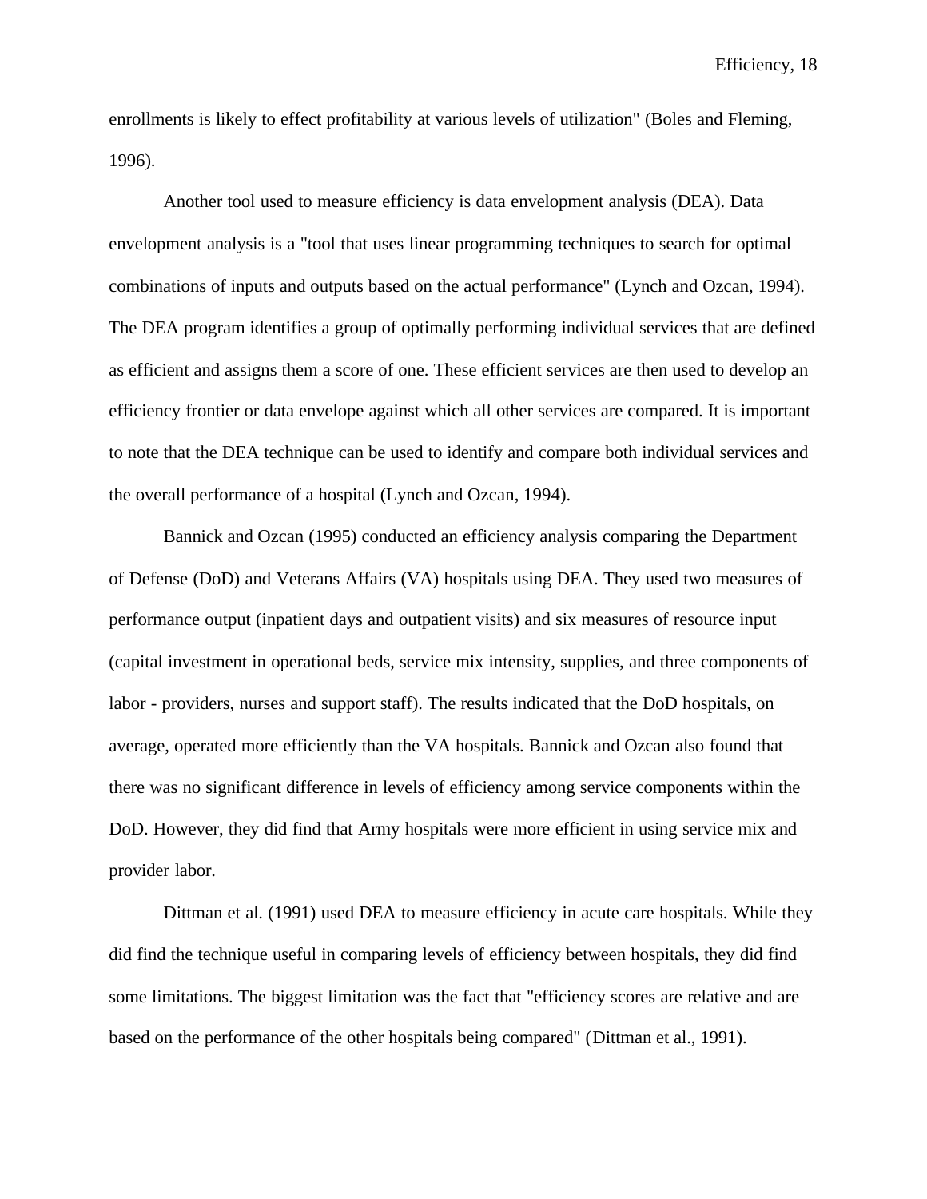enrollments is likely to effect profitability at various levels of utilization" (Boles and Fleming, 1996).

Another tool used to measure efficiency is data envelopment analysis (DEA). Data envelopment analysis is a "tool that uses linear programming techniques to search for optimal combinations of inputs and outputs based on the actual performance" (Lynch and Ozcan, 1994). The DEA program identifies a group of optimally performing individual services that are defined as efficient and assigns them a score of one. These efficient services are then used to develop an efficiency frontier or data envelope against which all other services are compared. It is important to note that the DEA technique can be used to identify and compare both individual services and the overall performance of a hospital (Lynch and Ozcan, 1994).

Bannick and Ozcan (1995) conducted an efficiency analysis comparing the Department of Defense (DoD) and Veterans Affairs (VA) hospitals using DEA. They used two measures of performance output (inpatient days and outpatient visits) and six measures of resource input (capital investment in operational beds, service mix intensity, supplies, and three components of labor - providers, nurses and support staff). The results indicated that the DoD hospitals, on average, operated more efficiently than the VA hospitals. Bannick and Ozcan also found that there was no significant difference in levels of efficiency among service components within the DoD. However, they did find that Army hospitals were more efficient in using service mix and provider labor.

Dittman et al. (1991) used DEA to measure efficiency in acute care hospitals. While they did find the technique useful in comparing levels of efficiency between hospitals, they did find some limitations. The biggest limitation was the fact that "efficiency scores are relative and are based on the performance of the other hospitals being compared" (Dittman et al., 1991).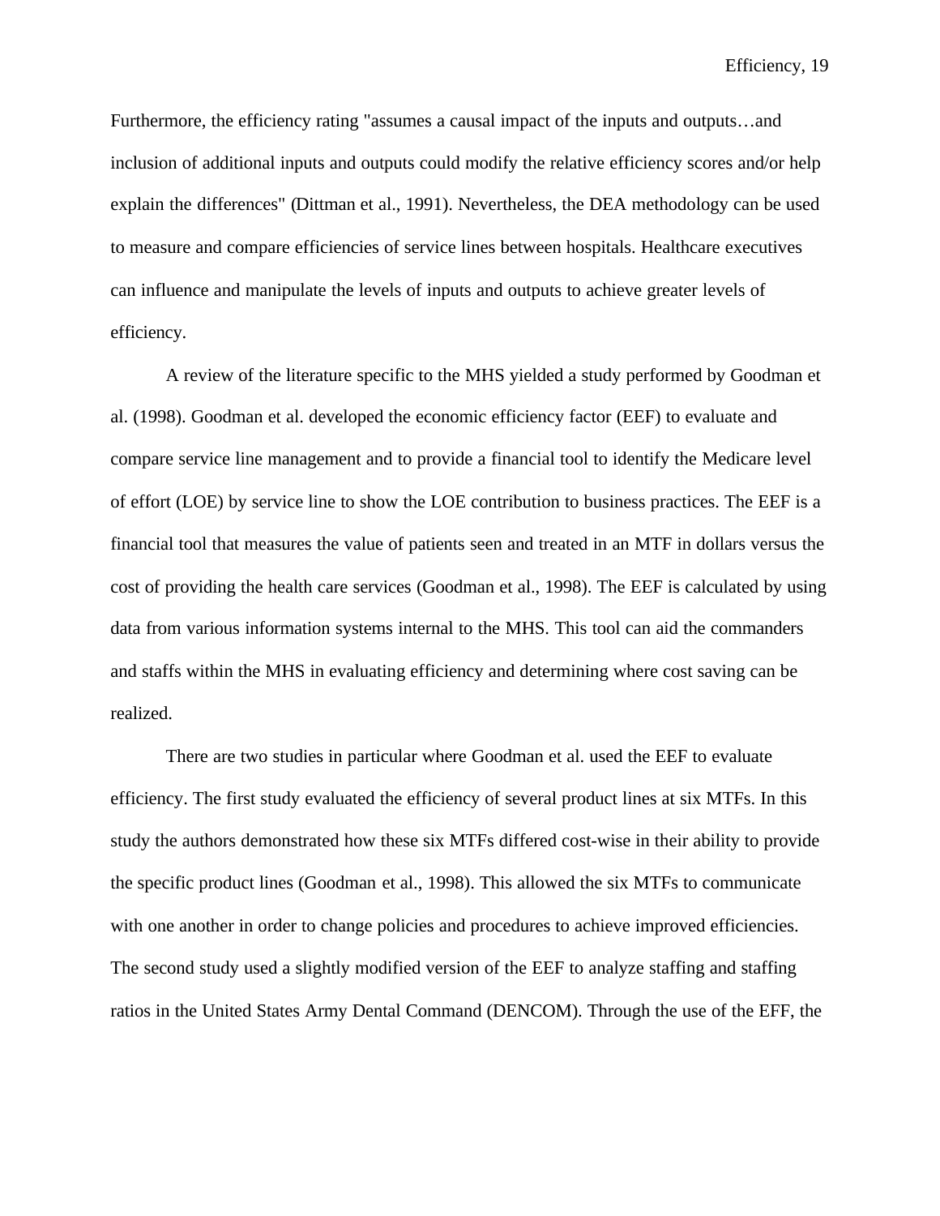Furthermore, the efficiency rating "assumes a causal impact of the inputs and outputs…and inclusion of additional inputs and outputs could modify the relative efficiency scores and/or help explain the differences" (Dittman et al., 1991). Nevertheless, the DEA methodology can be used to measure and compare efficiencies of service lines between hospitals. Healthcare executives can influence and manipulate the levels of inputs and outputs to achieve greater levels of efficiency.

A review of the literature specific to the MHS yielded a study performed by Goodman et al. (1998). Goodman et al. developed the economic efficiency factor (EEF) to evaluate and compare service line management and to provide a financial tool to identify the Medicare level of effort (LOE) by service line to show the LOE contribution to business practices. The EEF is a financial tool that measures the value of patients seen and treated in an MTF in dollars versus the cost of providing the health care services (Goodman et al., 1998). The EEF is calculated by using data from various information systems internal to the MHS. This tool can aid the commanders and staffs within the MHS in evaluating efficiency and determining where cost saving can be realized.

There are two studies in particular where Goodman et al. used the EEF to evaluate efficiency. The first study evaluated the efficiency of several product lines at six MTFs. In this study the authors demonstrated how these six MTFs differed cost-wise in their ability to provide the specific product lines (Goodman et al., 1998). This allowed the six MTFs to communicate with one another in order to change policies and procedures to achieve improved efficiencies. The second study used a slightly modified version of the EEF to analyze staffing and staffing ratios in the United States Army Dental Command (DENCOM). Through the use of the EFF, the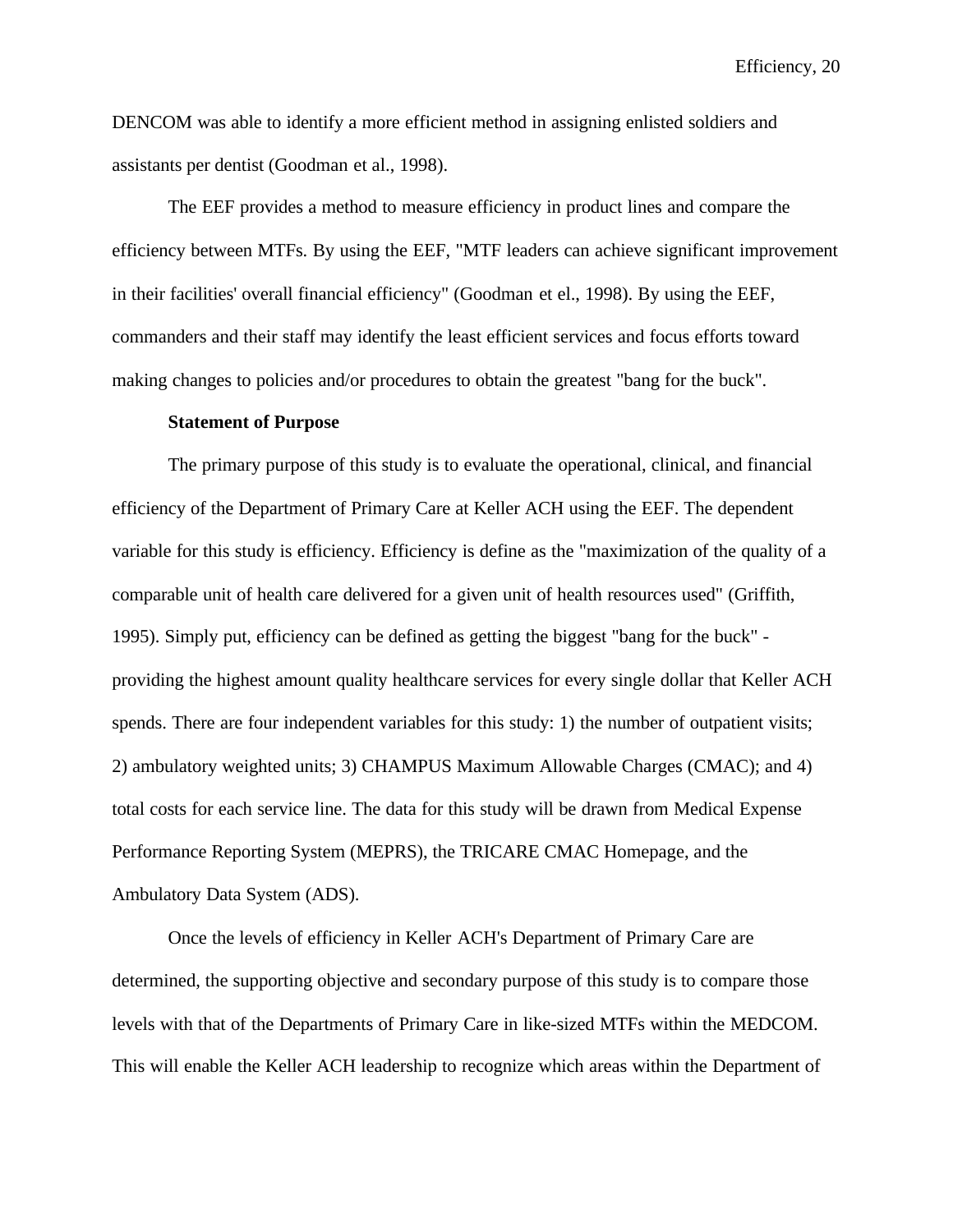DENCOM was able to identify a more efficient method in assigning enlisted soldiers and assistants per dentist (Goodman et al., 1998).

The EEF provides a method to measure efficiency in product lines and compare the efficiency between MTFs. By using the EEF, "MTF leaders can achieve significant improvement in their facilities' overall financial efficiency" (Goodman et el., 1998). By using the EEF, commanders and their staff may identify the least efficient services and focus efforts toward making changes to policies and/or procedures to obtain the greatest "bang for the buck".

**Statement of Purpose**

The primary purpose of this study is to evaluate the operational, clinical, and financial efficiency of the Department of Primary Care at Keller ACH using the EEF. The dependent variable for this study is efficiency. Efficiency is define as the "maximization of the quality of a comparable unit of health care delivered for a given unit of health resources used" (Griffith, 1995). Simply put, efficiency can be defined as getting the biggest "bang for the buck" - providing the highest amount quality healthcare services for every single dollar that Keller ACH spends. There are four independent variables for this study: 1) the number of outpatient visits; 2) ambulatory weighted units; 3) CHAMPUS Maximum Allowable Charges (CMAC); and 4) total costs for each service line. The data for this study will be drawn from Medical Expense Performance Reporting System (MEPRS), the TRICARE CMAC Homepage, and the Ambulatory Data System (ADS).

Once the levels of efficiency in Keller ACH's Department of Primary Care are determined, the supporting objective and secondary purpose of this study is to compare those levels with that of the Departments of Primary Care in like-sized MTFs within the MEDCOM. This will enable the Keller ACH leadership to recognize which areas within the Department of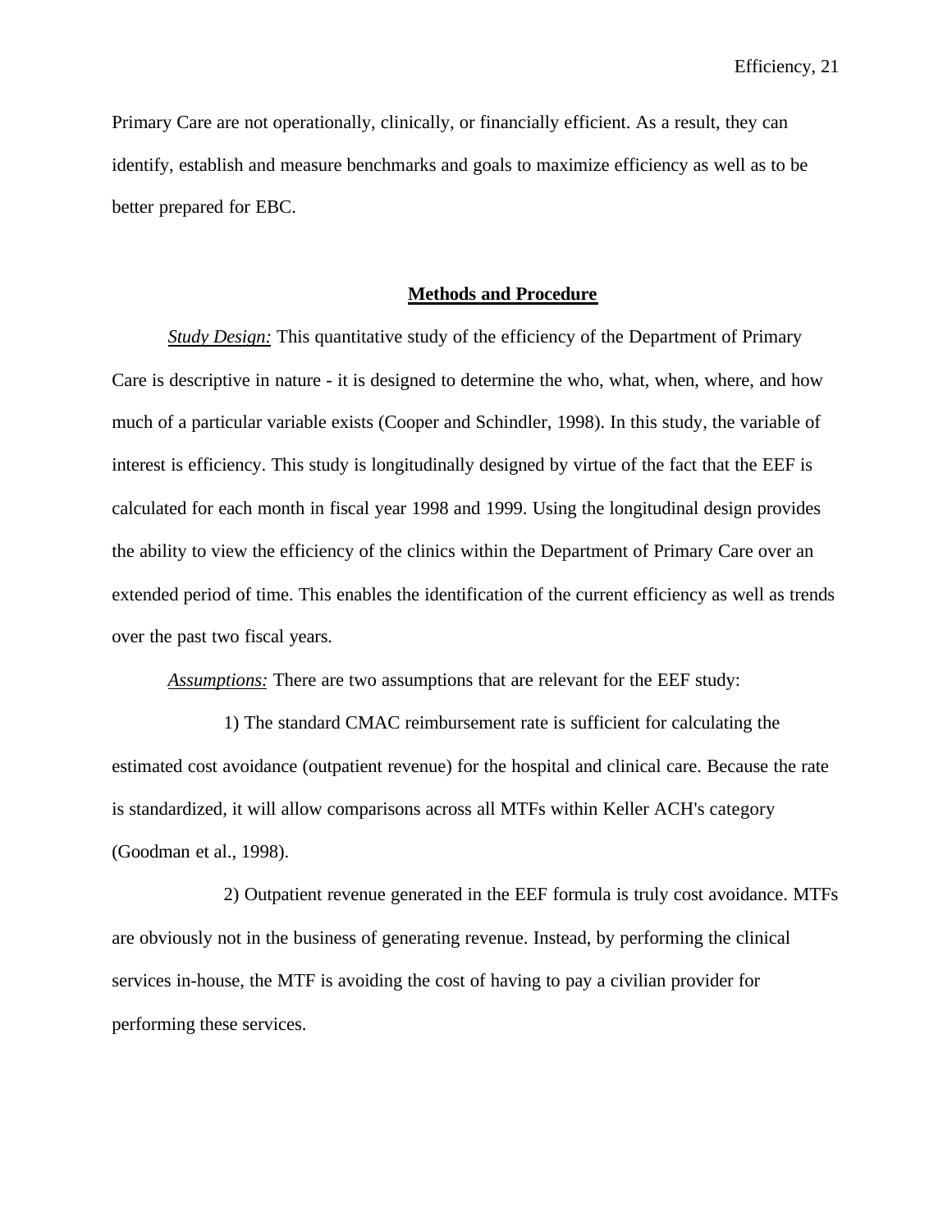Primary Care are not operationally, clinically, or financially efficient. As a result, they can identify, establish and measure benchmarks and goals to maximize efficiency as well as to be better prepared for EBC.

## **Methods and Procedure**

*Study Design:* This quantitative study of the efficiency of the Department of Primary Care is descriptive in nature - it is designed to determine the who, what, when, where, and how much of a particular variable exists (Cooper and Schindler, 1998). In this study, the variable of interest is efficiency. This study is longitudinally designed by virtue of the fact that the EEF is calculated for each month in fiscal year 1998 and 1999. Using the longitudinal design provides the ability to view the efficiency of the clinics within the Department of Primary Care over an extended period of time. This enables the identification of the current efficiency as well as trends over the past two fiscal years.

*Assumptions:* There are two assumptions that are relevant for the EEF study:

1) The standard CMAC reimbursement rate is sufficient for calculating the estimated cost avoidance (outpatient revenue) for the hospital and clinical care. Because the rate is standardized, it will allow comparisons across all MTFs within Keller ACH's category (Goodman et al., 1998).

2) Outpatient revenue generated in the EEF formula is truly cost avoidance. MTFs are obviously not in the business of generating revenue. Instead, by performing the clinical services in-house, the MTF is avoiding the cost of having to pay a civilian provider for performing these services.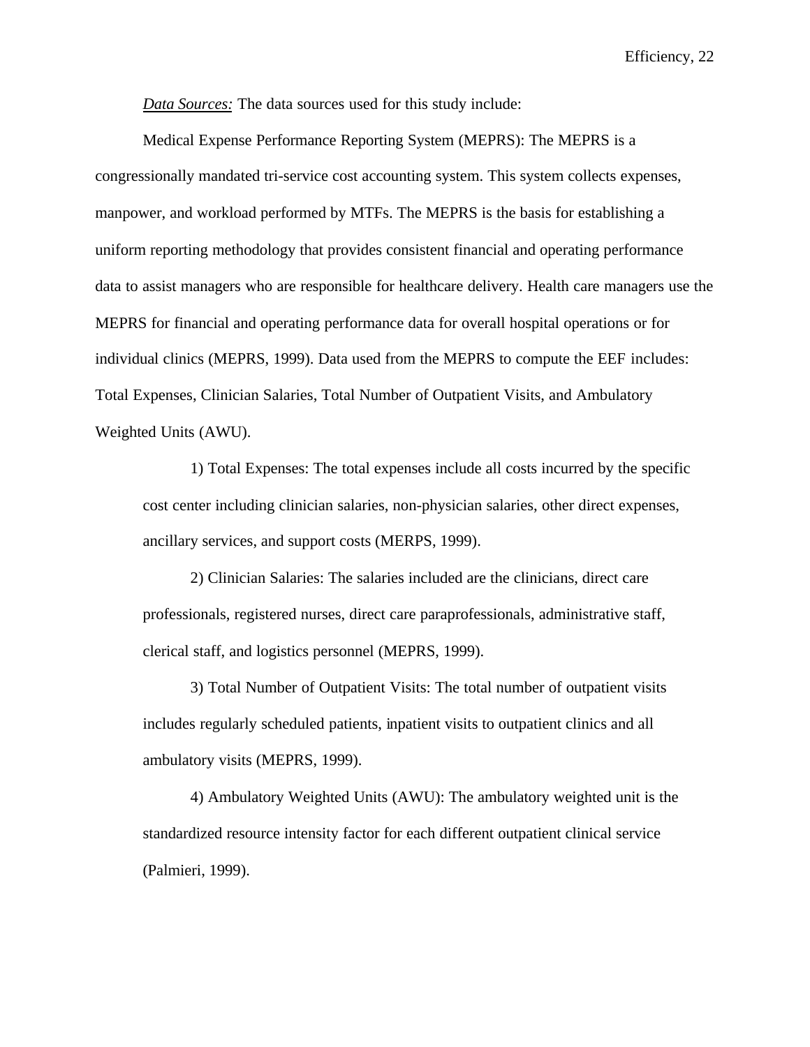*<u>Data Sources:</u>* The data sources used for this study include:

Medical Expense Performance Reporting System (MEPRS): The MEPRS is a congressionally mandated tri-service cost accounting system. This system collects expenses, manpower, and workload performed by MTFs. The MEPRS is the basis for establishing a uniform reporting methodology that provides consistent financial and operating performance data to assist managers who are responsible for healthcare delivery. Health care managers use the MEPRS for financial and operating performance data for overall hospital operations or for individual clinics (MEPRS, 1999). Data used from the MEPRS to compute the EEF includes: Total Expenses, Clinician Salaries, Total Number of Outpatient Visits, and Ambulatory Weighted Units (AWU).

> 1) Total Expenses: The total expenses include all costs incurred by the specific cost center including clinician salaries, non-physician salaries, other direct expenses, ancillary services, and support costs (MERPS, 1999).
>
> 2) Clinician Salaries: The salaries included are the clinicians, direct care professionals, registered nurses, direct care paraprofessionals, administrative staff, clerical staff, and logistics personnel (MEPRS, 1999).
>
> 3) Total Number of Outpatient Visits: The total number of outpatient visits includes regularly scheduled patients, inpatient visits to outpatient clinics and all ambulatory visits (MEPRS, 1999).
>
> 4) Ambulatory Weighted Units (AWU): The ambulatory weighted unit is the standardized resource intensity factor for each different outpatient clinical service (Palmieri, 1999).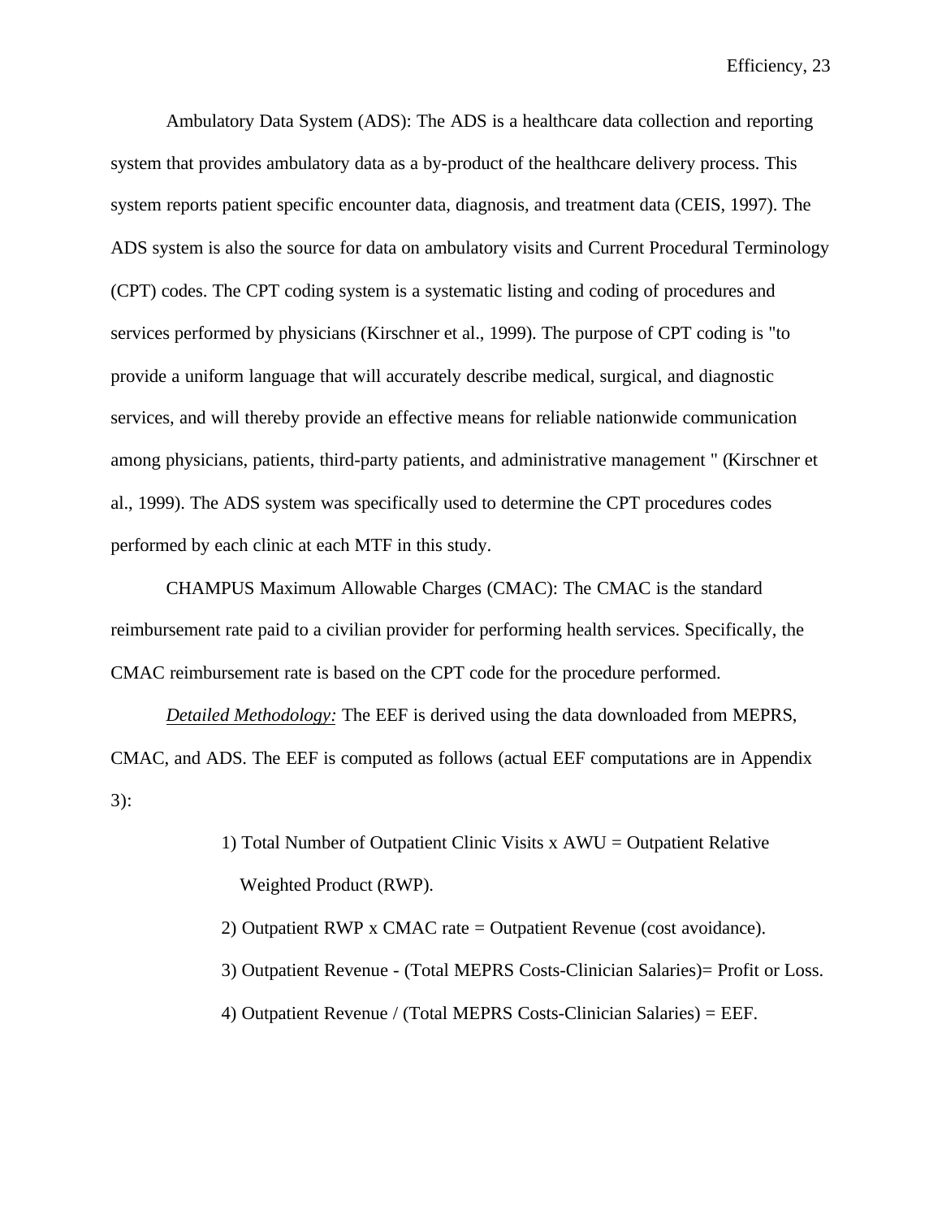Ambulatory Data System (ADS): The ADS is a healthcare data collection and reporting system that provides ambulatory data as a by-product of the healthcare delivery process. This system reports patient specific encounter data, diagnosis, and treatment data (CEIS, 1997). The ADS system is also the source for data on ambulatory visits and Current Procedural Terminology (CPT) codes. The CPT coding system is a systematic listing and coding of procedures and services performed by physicians (Kirschner et al., 1999). The purpose of CPT coding is "to provide a uniform language that will accurately describe medical, surgical, and diagnostic services, and will thereby provide an effective means for reliable nationwide communication among physicians, patients, third-party patients, and administrative management " (Kirschner et al., 1999). The ADS system was specifically used to determine the CPT procedures codes performed by each clinic at each MTF in this study.

CHAMPUS Maximum Allowable Charges (CMAC): The CMAC is the standard reimbursement rate paid to a civilian provider for performing health services. Specifically, the CMAC reimbursement rate is based on the CPT code for the procedure performed.

*Detailed Methodology:* The EEF is derived using the data downloaded from MEPRS, CMAC, and ADS. The EEF is computed as follows (actual EEF computations are in Appendix 3):

1) Total Number of Outpatient Clinic Visits x AWU = Outpatient Relative Weighted Product (RWP).

2) Outpatient RWP x CMAC rate = Outpatient Revenue (cost avoidance).

3) Outpatient Revenue - (Total MEPRS Costs-Clinician Salaries)= Profit or Loss.

4) Outpatient Revenue / (Total MEPRS Costs-Clinician Salaries) = EEF.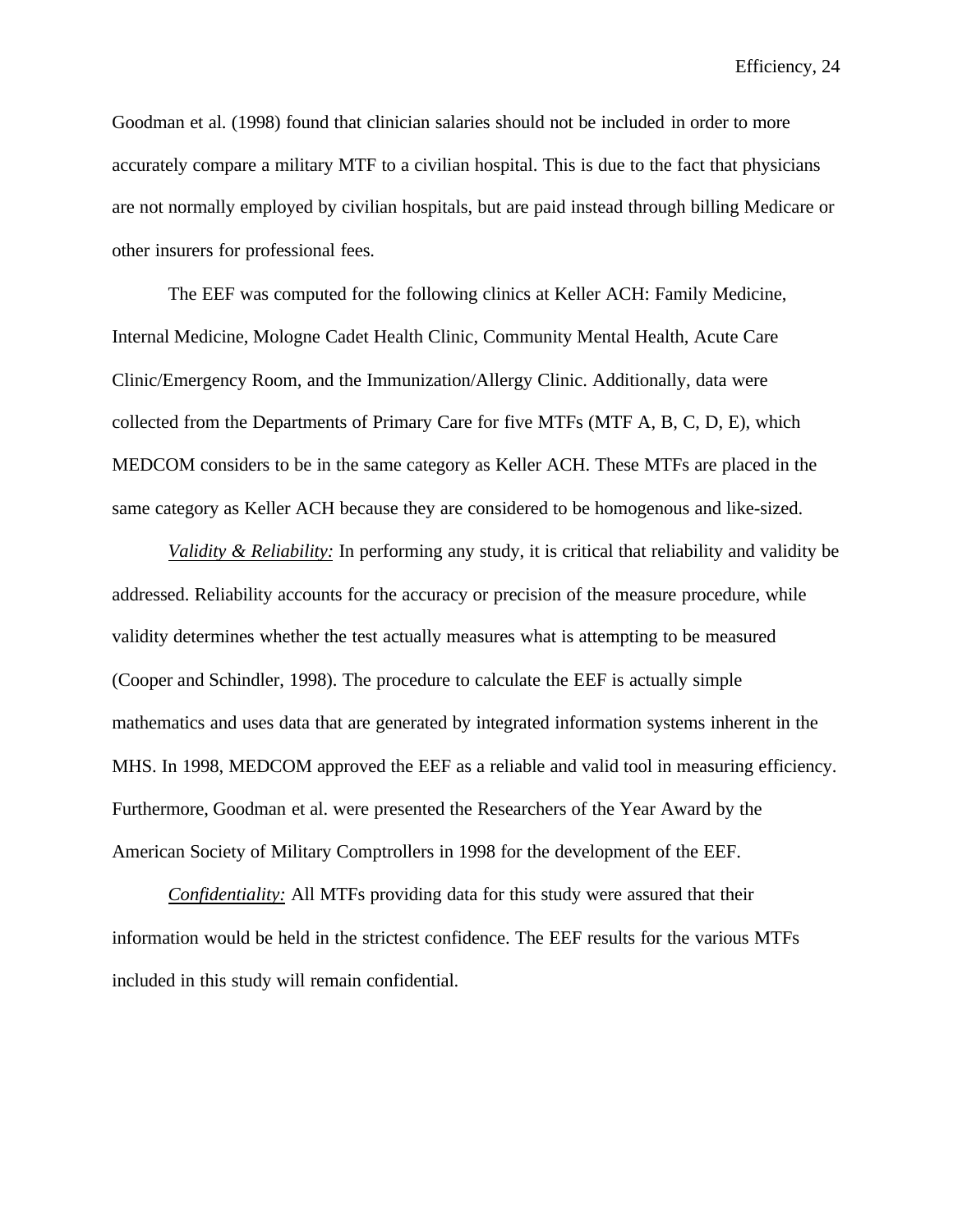Goodman et al. (1998) found that clinician salaries should not be included in order to more accurately compare a military MTF to a civilian hospital. This is due to the fact that physicians are not normally employed by civilian hospitals, but are paid instead through billing Medicare or other insurers for professional fees.

The EEF was computed for the following clinics at Keller ACH: Family Medicine, Internal Medicine, Mologne Cadet Health Clinic, Community Mental Health, Acute Care Clinic/Emergency Room, and the Immunization/Allergy Clinic. Additionally, data were collected from the Departments of Primary Care for five MTFs (MTF A, B, C, D, E), which MEDCOM considers to be in the same category as Keller ACH. These MTFs are placed in the same category as Keller ACH because they are considered to be homogenous and like-sized.

*Validity & Reliability:* In performing any study, it is critical that reliability and validity be addressed. Reliability accounts for the accuracy or precision of the measure procedure, while validity determines whether the test actually measures what is attempting to be measured (Cooper and Schindler, 1998). The procedure to calculate the EEF is actually simple mathematics and uses data that are generated by integrated information systems inherent in the MHS. In 1998, MEDCOM approved the EEF as a reliable and valid tool in measuring efficiency. Furthermore, Goodman et al. were presented the Researchers of the Year Award by the American Society of Military Comptrollers in 1998 for the development of the EEF.

*Confidentiality:* All MTFs providing data for this study were assured that their information would be held in the strictest confidence. The EEF results for the various MTFs included in this study will remain confidential.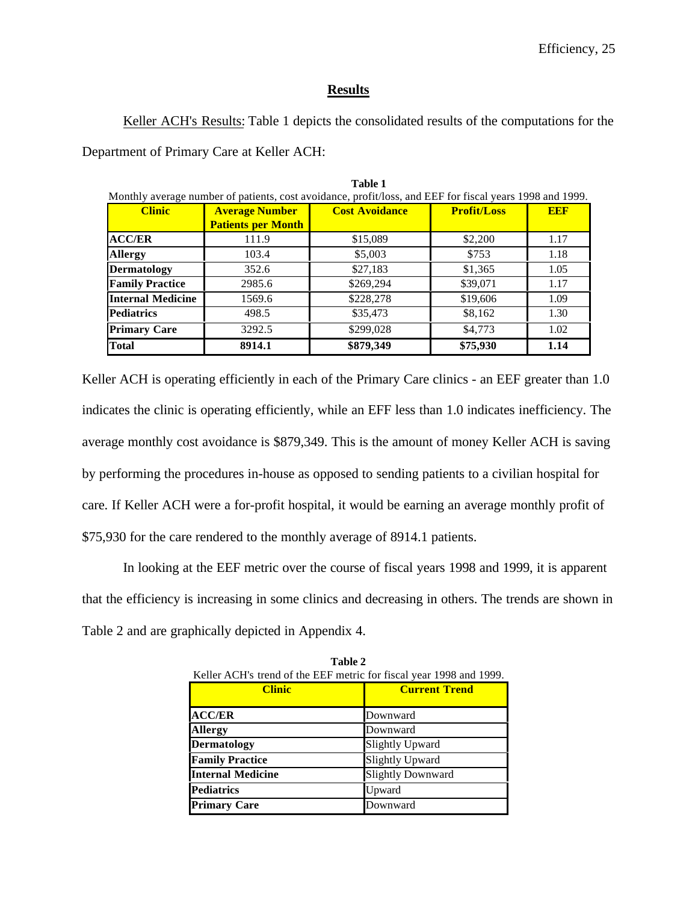## Results

Keller ACH's Results: Table 1 depicts the consolidated results of the computations for the Department of Primary Care at Keller ACH:

**Table 1**

Monthly average number of patients, cost avoidance, profit/loss, and EEF for fiscal years 1998 and 1999.

| Clinic | Average Number Patients per Month | Cost Avoidance | Profit/Loss | EEF |
|---|---|---|---|---|
| **ACC/ER** | 111.9 | $15,089 | $2,200 | 1.17 |
| **Allergy** | 103.4 | $5,003 | $753 | 1.18 |
| **Dermatology** | 352.6 | $27,183 | $1,365 | 1.05 |
| **Family Practice** | 2985.6 | $269,294 | $39,071 | 1.17 |
| **Internal Medicine** | 1569.6 | $228,278 | $19,606 | 1.09 |
| **Pediatrics** | 498.5 | $35,473 | $8,162 | 1.30 |
| **Primary Care** | 3292.5 | $299,028 | $4,773 | 1.02 |
| **Total** | **8914.1** | **$879,349** | **$75,930** | **1.14** |

Keller ACH is operating efficiently in each of the Primary Care clinics - an EEF greater than 1.0 indicates the clinic is operating efficiently, while an EFF less than 1.0 indicates inefficiency. The average monthly cost avoidance is $879,349. This is the amount of money Keller ACH is saving by performing the procedures in-house as opposed to sending patients to a civilian hospital for care. If Keller ACH were a for-profit hospital, it would be earning an average monthly profit of $75,930 for the care rendered to the monthly average of 8914.1 patients.

In looking at the EEF metric over the course of fiscal years 1998 and 1999, it is apparent that the efficiency is increasing in some clinics and decreasing in others. The trends are shown in Table 2 and are graphically depicted in Appendix 4.

**Table 2**

Keller ACH's trend of the EEF metric for fiscal year 1998 and 1999.

| Clinic | Current Trend |
|---|---|
| **ACC/ER** | Downward |
| **Allergy** | Downward |
| **Dermatology** | Slightly Upward |
| **Family Practice** | Slightly Upward |
| **Internal Medicine** | Slightly Downward |
| **Pediatrics** | Upward |
| **Primary Care** | Downward |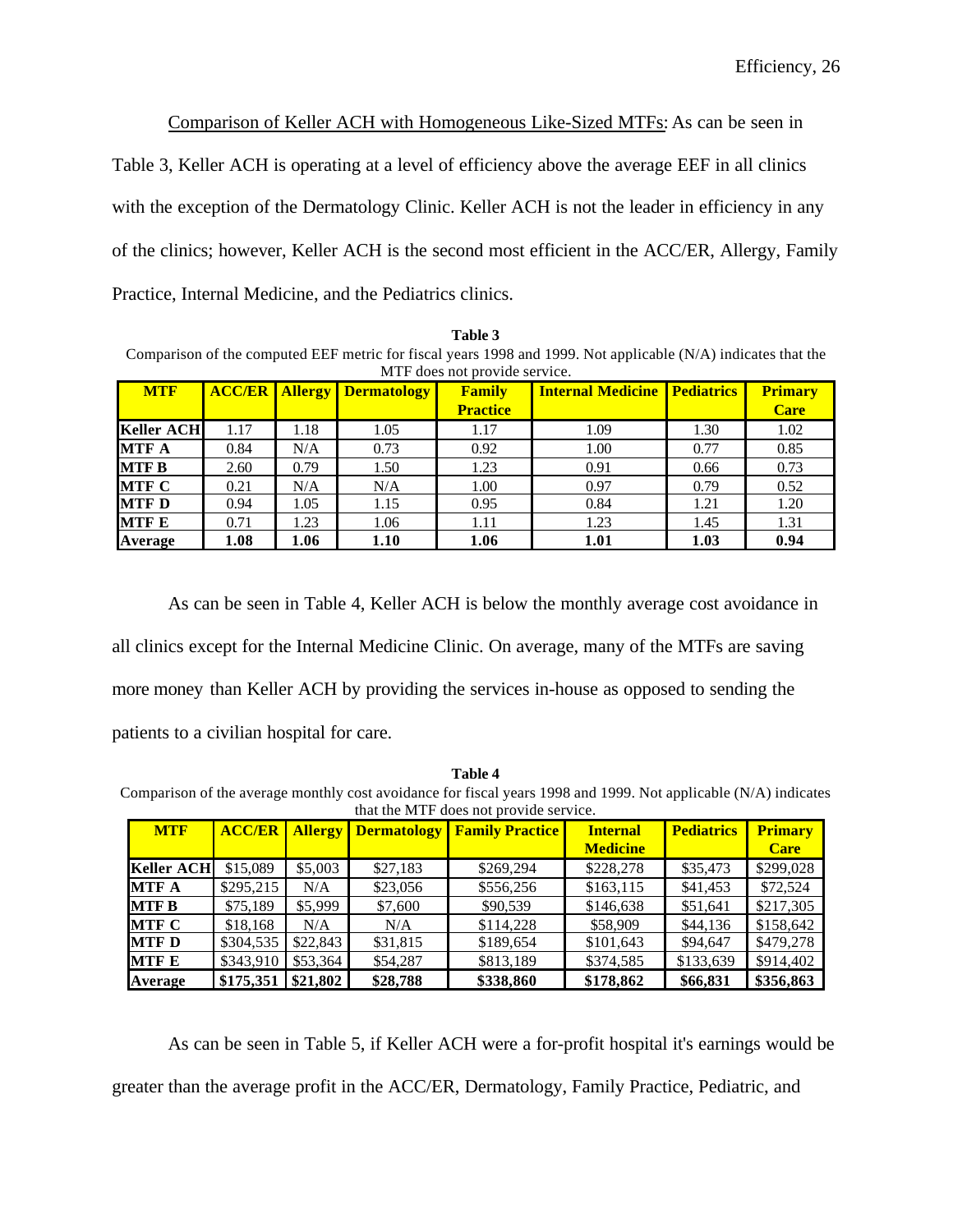Comparison of Keller ACH with Homogeneous Like-Sized MTFs: As can be seen in Table 3, Keller ACH is operating at a level of efficiency above the average EEF in all clinics with the exception of the Dermatology Clinic. Keller ACH is not the leader in efficiency in any of the clinics; however, Keller ACH is the second most efficient in the ACC/ER, Allergy, Family Practice, Internal Medicine, and the Pediatrics clinics.

**Table 3**

Comparison of the computed EEF metric for fiscal years 1998 and 1999. Not applicable (N/A) indicates that the MTF does not provide service.

| MTF | ACC/ER | Allergy | Dermatology | Family Practice | Internal Medicine | Pediatrics | Primary Care |
|---|---|---|---|---|---|---|---|
| **Keller ACH** | 1.17 | 1.18 | 1.05 | 1.17 | 1.09 | 1.30 | 1.02 |
| **MTF A** | 0.84 | N/A | 0.73 | 0.92 | 1.00 | 0.77 | 0.85 |
| **MTF B** | 2.60 | 0.79 | 1.50 | 1.23 | 0.91 | 0.66 | 0.73 |
| **MTF C** | 0.21 | N/A | N/A | 1.00 | 0.97 | 0.79 | 0.52 |
| **MTF D** | 0.94 | 1.05 | 1.15 | 0.95 | 0.84 | 1.21 | 1.20 |
| **MTF E** | 0.71 | 1.23 | 1.06 | 1.11 | 1.23 | 1.45 | 1.31 |
| **Average** | **1.08** | **1.06** | **1.10** | **1.06** | **1.01** | **1.03** | **0.94** |

As can be seen in Table 4, Keller ACH is below the monthly average cost avoidance in all clinics except for the Internal Medicine Clinic. On average, many of the MTFs are saving more money than Keller ACH by providing the services in-house as opposed to sending the patients to a civilian hospital for care.

**Table 4**

Comparison of the average monthly cost avoidance for fiscal years 1998 and 1999. Not applicable (N/A) indicates that the MTF does not provide service.

| MTF | ACC/ER | Allergy | Dermatology | Family Practice | Internal Medicine | Pediatrics | Primary Care |
|---|---|---|---|---|---|---|---|
| **Keller ACH** | $15,089 | $5,003 | $27,183 | $269,294 | $228,278 | $35,473 | $299,028 |
| **MTF A** | $295,215 | N/A | $23,056 | $556,256 | $163,115 | $41,453 | $72,524 |
| **MTF B** | $75,189 | $5,999 | $7,600 | $90,539 | $146,638 | $51,641 | $217,305 |
| **MTF C** | $18,168 | N/A | N/A | $114,228 | $58,909 | $44,136 | $158,642 |
| **MTF D** | $304,535 | $22,843 | $31,815 | $189,654 | $101,643 | $94,647 | $479,278 |
| **MTF E** | $343,910 | $53,364 | $54,287 | $813,189 | $374,585 | $133,639 | $914,402 |
| **Average** | **$175,351** | **$21,802** | **$28,788** | **$338,860** | **$178,862** | **$66,831** | **$356,863** |

As can be seen in Table 5, if Keller ACH were a for-profit hospital it's earnings would be greater than the average profit in the ACC/ER, Dermatology, Family Practice, Pediatric, and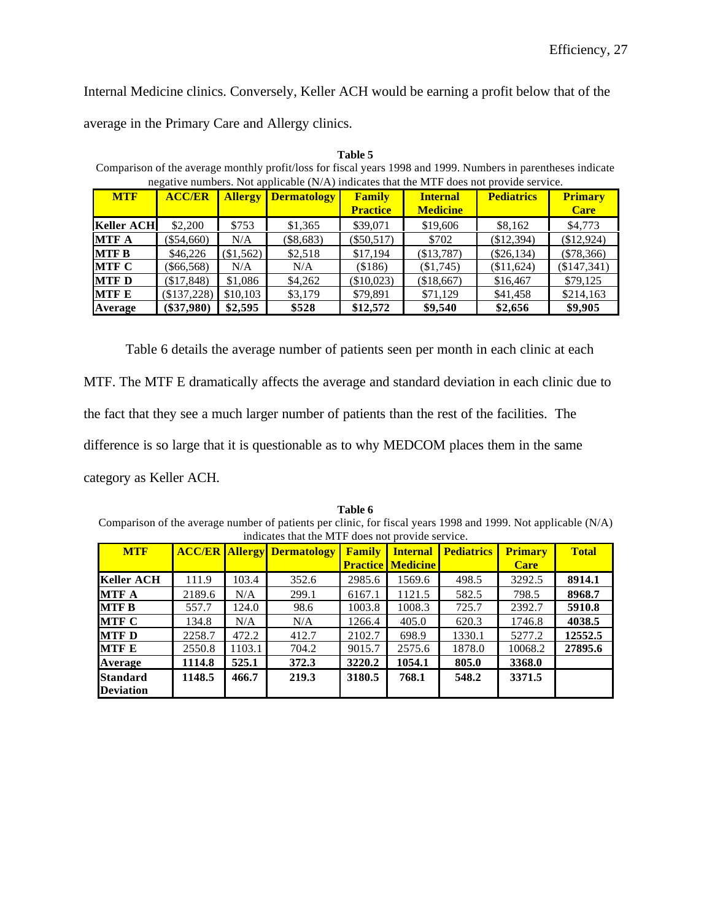Internal Medicine clinics. Conversely, Keller ACH would be earning a profit below that of the average in the Primary Care and Allergy clinics.

**Table 5**

Comparison of the average monthly profit/loss for fiscal years 1998 and 1999. Numbers in parentheses indicate negative numbers. Not applicable (N/A) indicates that the MTF does not provide service.

| MTF | ACC/ER | Allergy | Dermatology | Family Practice | Internal Medicine | Pediatrics | Primary Care |
|---|---|---|---|---|---|---|---|
| **Keller ACH** | $2,200 | $753 | $1,365 | $39,071 | $19,606 | $8,162 | $4,773 |
| **MTF A** | ($54,660) | N/A | ($8,683) | ($50,517) | $702 | ($12,394) | ($12,924) |
| **MTF B** | $46,226 | ($1,562) | $2,518 | $17,194 | ($13,787) | ($26,134) | ($78,366) |
| **MTF C** | ($66,568) | N/A | N/A | ($186) | ($1,745) | ($11,624) | ($147,341) |
| **MTF D** | ($17,848) | $1,086 | $4,262 | ($10,023) | ($18,667) | $16,467 | $79,125 |
| **MTF E** | ($137,228) | $10,103 | $3,179 | $79,891 | $71,129 | $41,458 | $214,163 |
| **Average** | **($37,980)** | **$2,595** | **$528** | **$12,572** | **$9,540** | **$2,656** | **$9,905** |

Table 6 details the average number of patients seen per month in each clinic at each MTF. The MTF E dramatically affects the average and standard deviation in each clinic due to the fact that they see a much larger number of patients than the rest of the facilities. The difference is so large that it is questionable as to why MEDCOM places them in the same category as Keller ACH.

**Table 6**

Comparison of the average number of patients per clinic, for fiscal years 1998 and 1999. Not applicable (N/A) indicates that the MTF does not provide service.

| MTF | ACC/ER | Allergy | Dermatology | Family Practice | Internal Medicine | Pediatrics | Primary Care | Total |
|---|---|---|---|---|---|---|---|---|
| **Keller ACH** | 111.9 | 103.4 | 352.6 | 2985.6 | 1569.6 | 498.5 | 3292.5 | **8914.1** |
| **MTF A** | 2189.6 | N/A | 299.1 | 6167.1 | 1121.5 | 582.5 | 798.5 | **8968.7** |
| **MTF B** | 557.7 | 124.0 | 98.6 | 1003.8 | 1008.3 | 725.7 | 2392.7 | **5910.8** |
| **MTF C** | 134.8 | N/A | N/A | 1266.4 | 405.0 | 620.3 | 1746.8 | **4038.5** |
| **MTF D** | 2258.7 | 472.2 | 412.7 | 2102.7 | 698.9 | 1330.1 | 5277.2 | **12552.5** |
| **MTF E** | 2550.8 | 1103.1 | 704.2 | 9015.7 | 2575.6 | 1878.0 | 10068.2 | **27895.6** |
| **Average** | **1114.8** | **525.1** | **372.3** | **3220.2** | **1054.1** | **805.0** | **3368.0** | |
| **Standard Deviation** | **1148.5** | **466.7** | **219.3** | **3180.5** | **768.1** | **548.2** | **3371.5** | |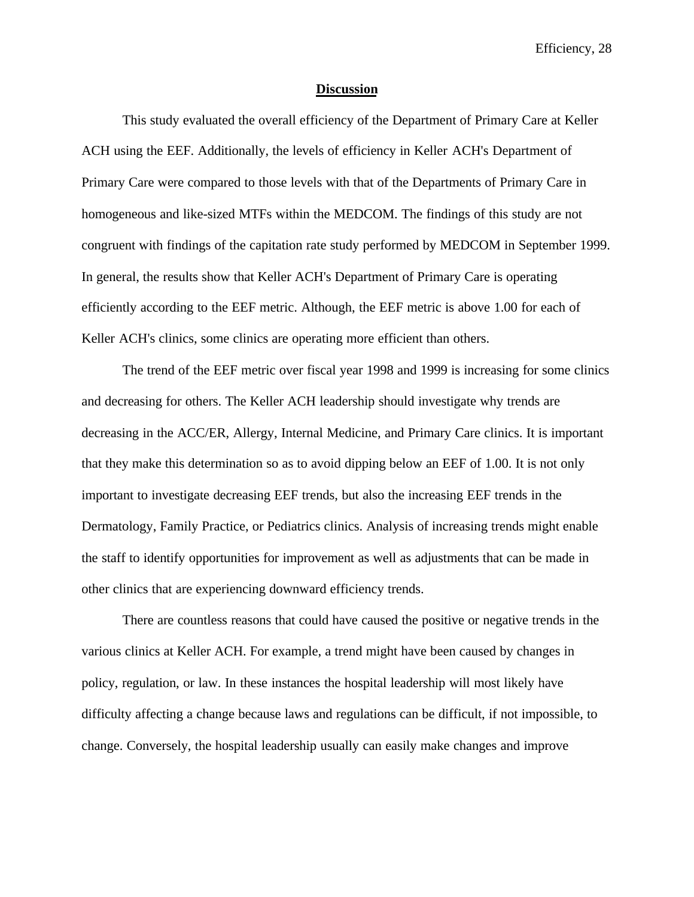## Discussion

This study evaluated the overall efficiency of the Department of Primary Care at Keller ACH using the EEF. Additionally, the levels of efficiency in Keller ACH's Department of Primary Care were compared to those levels with that of the Departments of Primary Care in homogeneous and like-sized MTFs within the MEDCOM. The findings of this study are not congruent with findings of the capitation rate study performed by MEDCOM in September 1999. In general, the results show that Keller ACH's Department of Primary Care is operating efficiently according to the EEF metric. Although, the EEF metric is above 1.00 for each of Keller ACH's clinics, some clinics are operating more efficient than others.

The trend of the EEF metric over fiscal year 1998 and 1999 is increasing for some clinics and decreasing for others. The Keller ACH leadership should investigate why trends are decreasing in the ACC/ER, Allergy, Internal Medicine, and Primary Care clinics. It is important that they make this determination so as to avoid dipping below an EEF of 1.00. It is not only important to investigate decreasing EEF trends, but also the increasing EEF trends in the Dermatology, Family Practice, or Pediatrics clinics. Analysis of increasing trends might enable the staff to identify opportunities for improvement as well as adjustments that can be made in other clinics that are experiencing downward efficiency trends.

There are countless reasons that could have caused the positive or negative trends in the various clinics at Keller ACH. For example, a trend might have been caused by changes in policy, regulation, or law. In these instances the hospital leadership will most likely have difficulty affecting a change because laws and regulations can be difficult, if not impossible, to change. Conversely, the hospital leadership usually can easily make changes and improve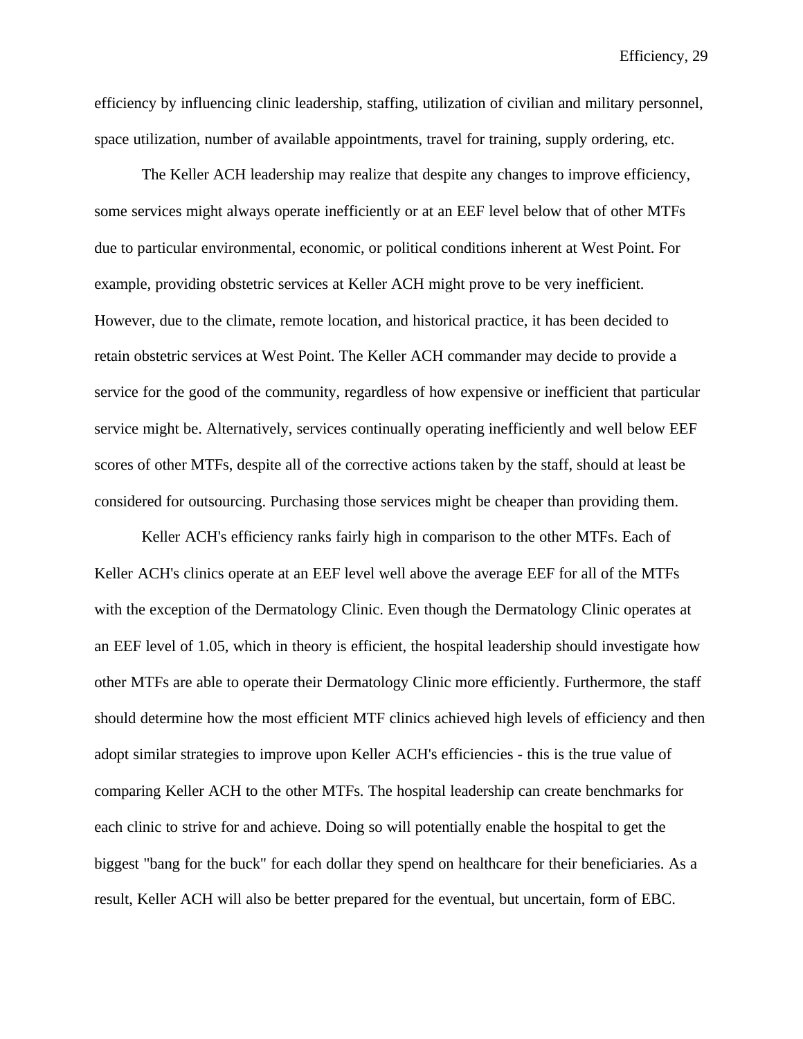efficiency by influencing clinic leadership, staffing, utilization of civilian and military personnel, space utilization, number of available appointments, travel for training, supply ordering, etc.

The Keller ACH leadership may realize that despite any changes to improve efficiency, some services might always operate inefficiently or at an EEF level below that of other MTFs due to particular environmental, economic, or political conditions inherent at West Point. For example, providing obstetric services at Keller ACH might prove to be very inefficient. However, due to the climate, remote location, and historical practice, it has been decided to retain obstetric services at West Point. The Keller ACH commander may decide to provide a service for the good of the community, regardless of how expensive or inefficient that particular service might be. Alternatively, services continually operating inefficiently and well below EEF scores of other MTFs, despite all of the corrective actions taken by the staff, should at least be considered for outsourcing. Purchasing those services might be cheaper than providing them.

Keller ACH's efficiency ranks fairly high in comparison to the other MTFs. Each of Keller ACH's clinics operate at an EEF level well above the average EEF for all of the MTFs with the exception of the Dermatology Clinic. Even though the Dermatology Clinic operates at an EEF level of 1.05, which in theory is efficient, the hospital leadership should investigate how other MTFs are able to operate their Dermatology Clinic more efficiently. Furthermore, the staff should determine how the most efficient MTF clinics achieved high levels of efficiency and then adopt similar strategies to improve upon Keller ACH's efficiencies - this is the true value of comparing Keller ACH to the other MTFs. The hospital leadership can create benchmarks for each clinic to strive for and achieve. Doing so will potentially enable the hospital to get the biggest "bang for the buck" for each dollar they spend on healthcare for their beneficiaries. As a result, Keller ACH will also be better prepared for the eventual, but uncertain, form of EBC.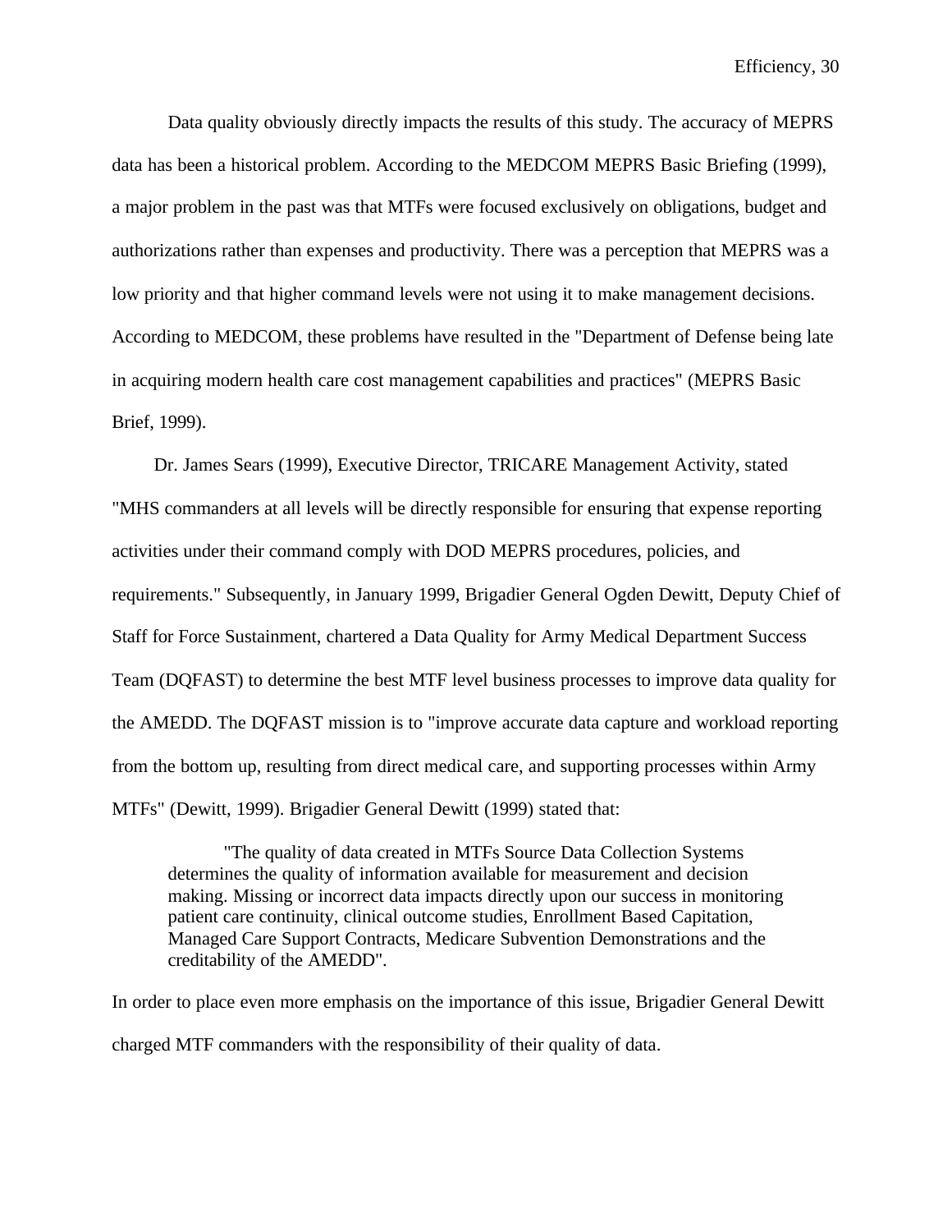Data quality obviously directly impacts the results of this study. The accuracy of MEPRS data has been a historical problem. According to the MEDCOM MEPRS Basic Briefing (1999), a major problem in the past was that MTFs were focused exclusively on obligations, budget and authorizations rather than expenses and productivity. There was a perception that MEPRS was a low priority and that higher command levels were not using it to make management decisions. According to MEDCOM, these problems have resulted in the "Department of Defense being late in acquiring modern health care cost management capabilities and practices" (MEPRS Basic Brief, 1999).

Dr. James Sears (1999), Executive Director, TRICARE Management Activity, stated "MHS commanders at all levels will be directly responsible for ensuring that expense reporting activities under their command comply with DOD MEPRS procedures, policies, and requirements." Subsequently, in January 1999, Brigadier General Ogden Dewitt, Deputy Chief of Staff for Force Sustainment, chartered a Data Quality for Army Medical Department Success Team (DQFAST) to determine the best MTF level business processes to improve data quality for the AMEDD. The DQFAST mission is to "improve accurate data capture and workload reporting from the bottom up, resulting from direct medical care, and supporting processes within Army MTFs" (Dewitt, 1999). Brigadier General Dewitt (1999) stated that:

> "The quality of data created in MTFs Source Data Collection Systems determines the quality of information available for measurement and decision making. Missing or incorrect data impacts directly upon our success in monitoring patient care continuity, clinical outcome studies, Enrollment Based Capitation, Managed Care Support Contracts, Medicare Subvention Demonstrations and the creditability of the AMEDD".

In order to place even more emphasis on the importance of this issue, Brigadier General Dewitt charged MTF commanders with the responsibility of their quality of data.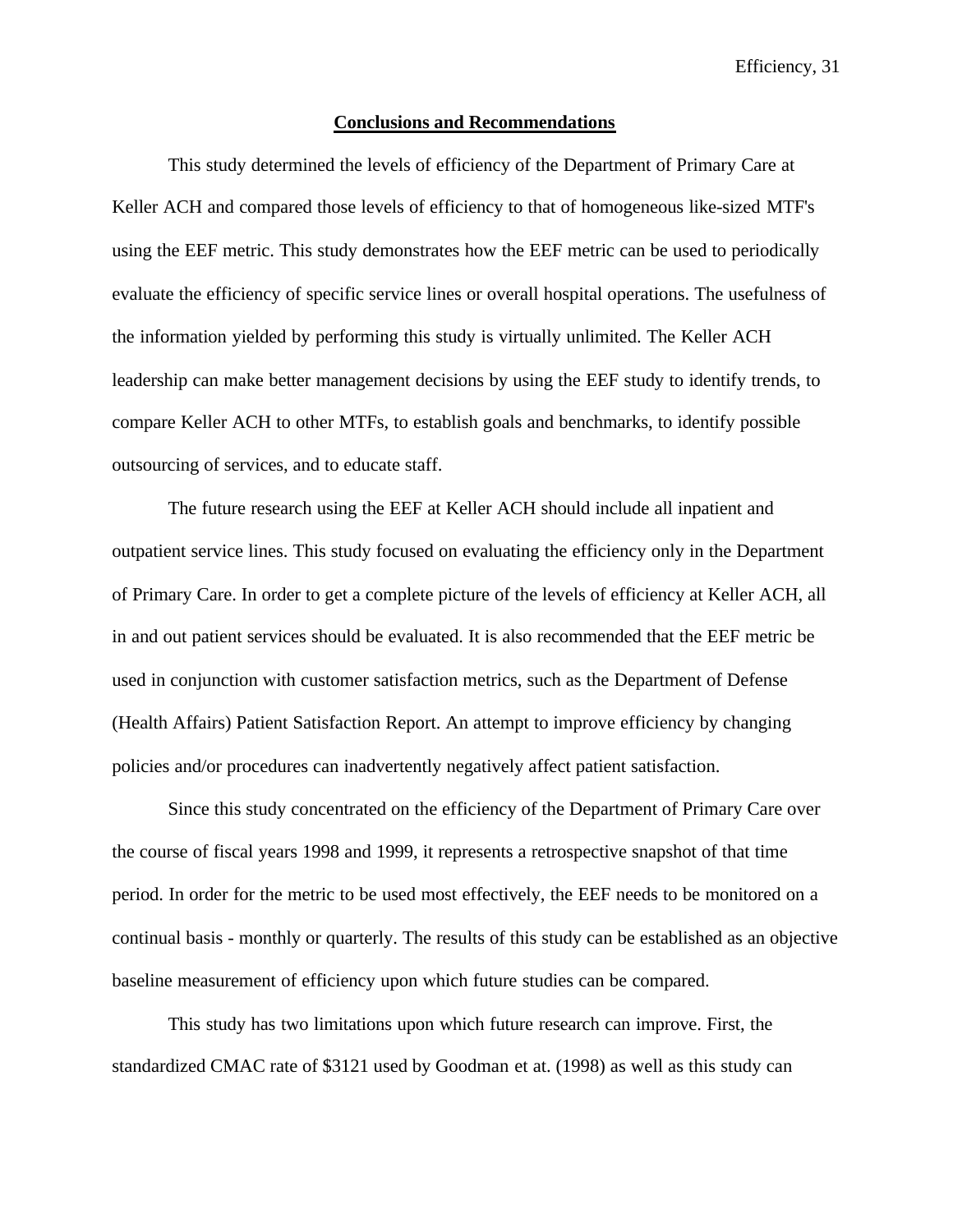## Conclusions and Recommendations

This study determined the levels of efficiency of the Department of Primary Care at Keller ACH and compared those levels of efficiency to that of homogeneous like-sized MTF's using the EEF metric. This study demonstrates how the EEF metric can be used to periodically evaluate the efficiency of specific service lines or overall hospital operations. The usefulness of the information yielded by performing this study is virtually unlimited. The Keller ACH leadership can make better management decisions by using the EEF study to identify trends, to compare Keller ACH to other MTFs, to establish goals and benchmarks, to identify possible outsourcing of services, and to educate staff.

The future research using the EEF at Keller ACH should include all inpatient and outpatient service lines. This study focused on evaluating the efficiency only in the Department of Primary Care. In order to get a complete picture of the levels of efficiency at Keller ACH, all in and out patient services should be evaluated. It is also recommended that the EEF metric be used in conjunction with customer satisfaction metrics, such as the Department of Defense (Health Affairs) Patient Satisfaction Report. An attempt to improve efficiency by changing policies and/or procedures can inadvertently negatively affect patient satisfaction.

Since this study concentrated on the efficiency of the Department of Primary Care over the course of fiscal years 1998 and 1999, it represents a retrospective snapshot of that time period. In order for the metric to be used most effectively, the EEF needs to be monitored on a continual basis - monthly or quarterly. The results of this study can be established as an objective baseline measurement of efficiency upon which future studies can be compared.

This study has two limitations upon which future research can improve. First, the standardized CMAC rate of $3121 used by Goodman et at. (1998) as well as this study can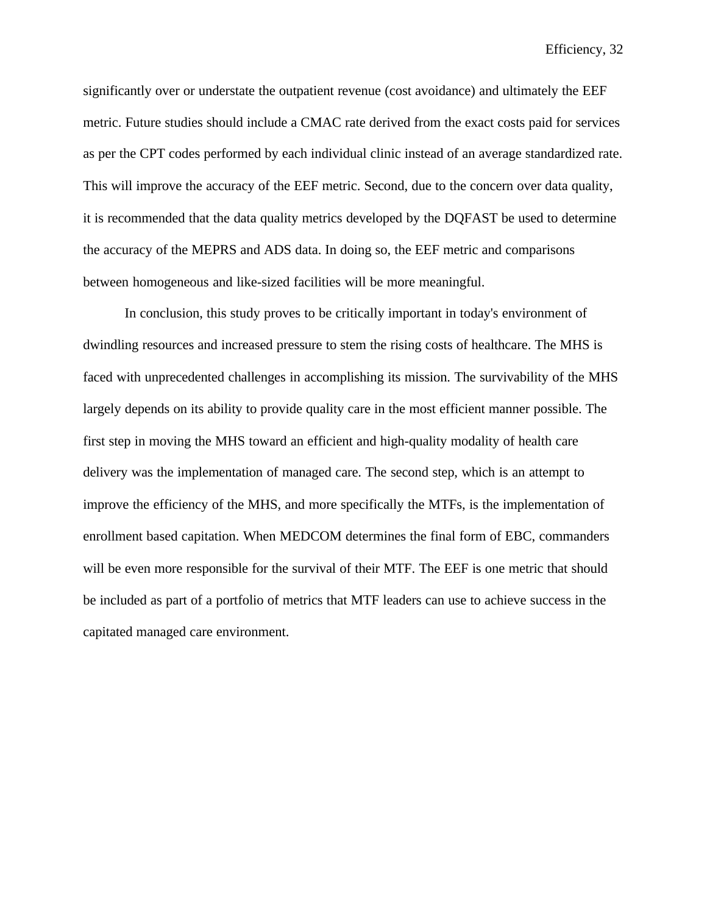significantly over or understate the outpatient revenue (cost avoidance) and ultimately the EEF metric. Future studies should include a CMAC rate derived from the exact costs paid for services as per the CPT codes performed by each individual clinic instead of an average standardized rate. This will improve the accuracy of the EEF metric. Second, due to the concern over data quality, it is recommended that the data quality metrics developed by the DQFAST be used to determine the accuracy of the MEPRS and ADS data. In doing so, the EEF metric and comparisons between homogeneous and like-sized facilities will be more meaningful.

In conclusion, this study proves to be critically important in today's environment of dwindling resources and increased pressure to stem the rising costs of healthcare. The MHS is faced with unprecedented challenges in accomplishing its mission. The survivability of the MHS largely depends on its ability to provide quality care in the most efficient manner possible. The first step in moving the MHS toward an efficient and high-quality modality of health care delivery was the implementation of managed care. The second step, which is an attempt to improve the efficiency of the MHS, and more specifically the MTFs, is the implementation of enrollment based capitation. When MEDCOM determines the final form of EBC, commanders will be even more responsible for the survival of their MTF. The EEF is one metric that should be included as part of a portfolio of metrics that MTF leaders can use to achieve success in the capitated managed care environment.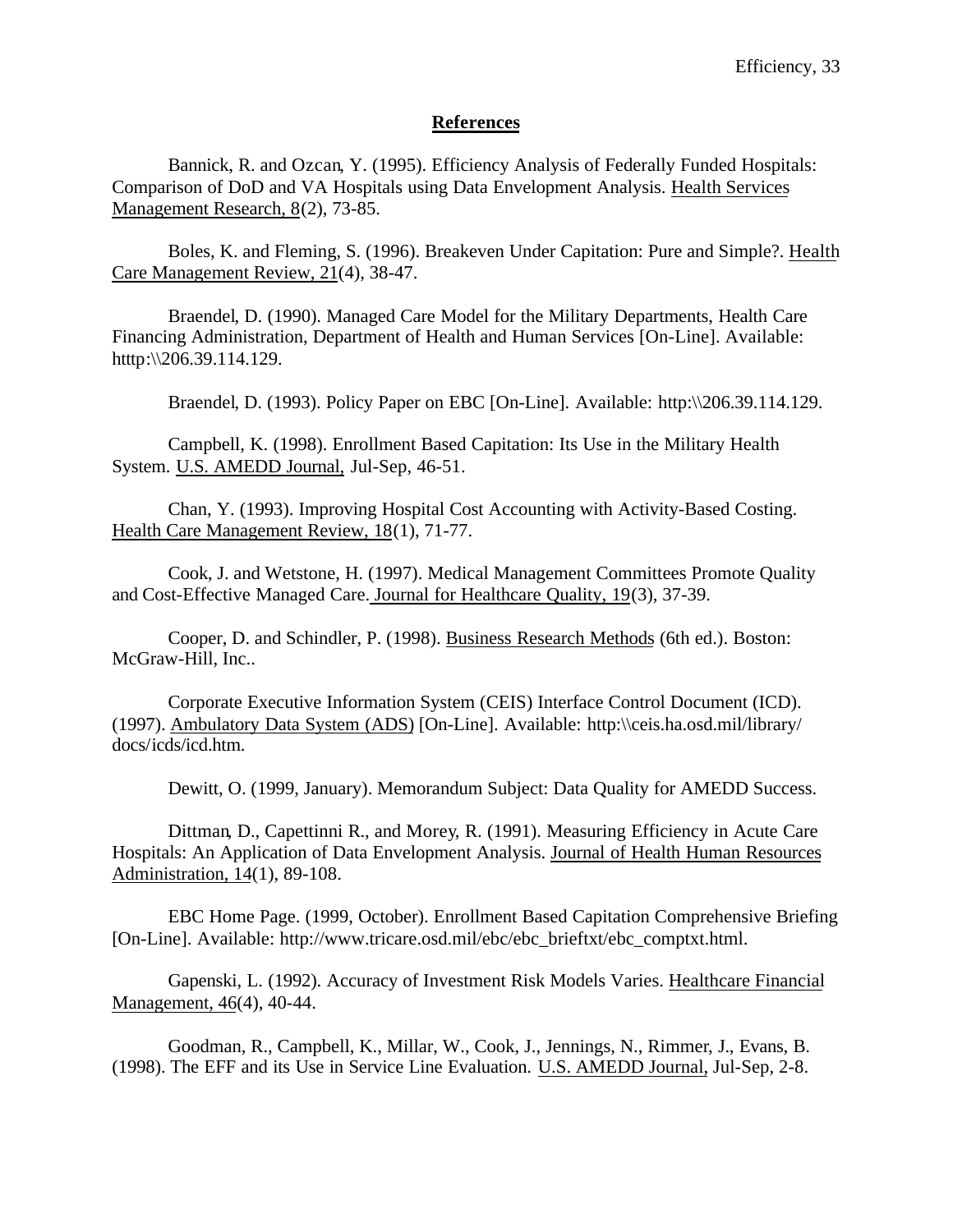## References

Bannick, R. and Ozcan, Y. (1995). Efficiency Analysis of Federally Funded Hospitals: Comparison of DoD and VA Hospitals using Data Envelopment Analysis. Health Services Management Research, 8(2), 73-85.

Boles, K. and Fleming, S. (1996). Breakeven Under Capitation: Pure and Simple?. Health Care Management Review, 21(4), 38-47.

Braendel, D. (1990). Managed Care Model for the Military Departments, Health Care Financing Administration, Department of Health and Human Services [On-Line]. Available: htttp:\\206.39.114.129.

Braendel, D. (1993). Policy Paper on EBC [On-Line]. Available: http:\\206.39.114.129.

Campbell, K. (1998). Enrollment Based Capitation: Its Use in the Military Health System. U.S. AMEDD Journal, Jul-Sep, 46-51.

Chan, Y. (1993). Improving Hospital Cost Accounting with Activity-Based Costing. Health Care Management Review, 18(1), 71-77.

Cook, J. and Wetstone, H. (1997). Medical Management Committees Promote Quality and Cost-Effective Managed Care. Journal for Healthcare Quality, 19(3), 37-39.

Cooper, D. and Schindler, P. (1998). Business Research Methods (6th ed.). Boston: McGraw-Hill, Inc..

Corporate Executive Information System (CEIS) Interface Control Document (ICD). (1997). Ambulatory Data System (ADS) [On-Line]. Available: http:\\ceis.ha.osd.mil/library/docs/icds/icd.htm.

Dewitt, O. (1999, January). Memorandum Subject: Data Quality for AMEDD Success.

Dittman, D., Capettinni R., and Morey, R. (1991). Measuring Efficiency in Acute Care Hospitals: An Application of Data Envelopment Analysis. Journal of Health Human Resources Administration, 14(1), 89-108.

EBC Home Page. (1999, October). Enrollment Based Capitation Comprehensive Briefing [On-Line]. Available: http://www.tricare.osd.mil/ebc/ebc_brieftxt/ebc_comptxt.html.

Gapenski, L. (1992). Accuracy of Investment Risk Models Varies. Healthcare Financial Management, 46(4), 40-44.

Goodman, R., Campbell, K., Millar, W., Cook, J., Jennings, N., Rimmer, J., Evans, B. (1998). The EFF and its Use in Service Line Evaluation. U.S. AMEDD Journal, Jul-Sep, 2-8.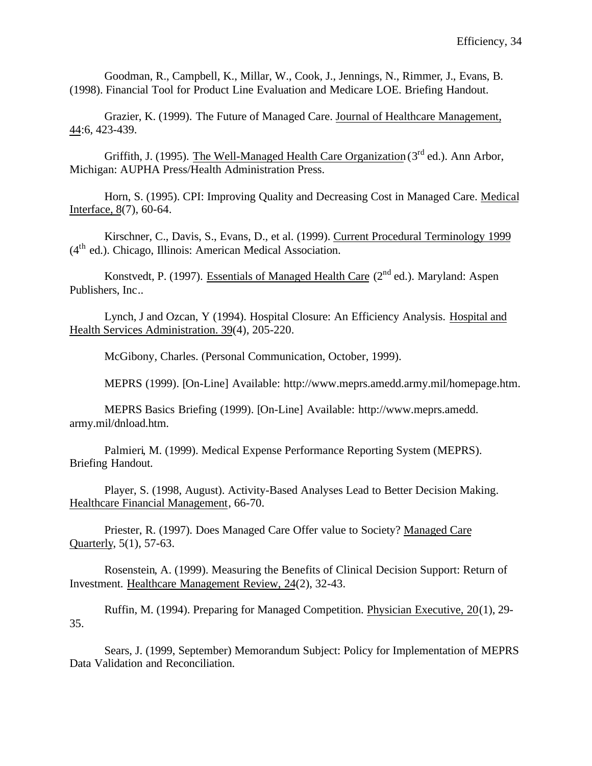Goodman, R., Campbell, K., Millar, W., Cook, J., Jennings, N., Rimmer, J., Evans, B. (1998). Financial Tool for Product Line Evaluation and Medicare LOE. Briefing Handout.

Grazier, K. (1999). The Future of Managed Care. Journal of Healthcare Management, 44:6, 423-439.

Griffith, J. (1995). The Well-Managed Health Care Organization (3rd ed.). Ann Arbor, Michigan: AUPHA Press/Health Administration Press.

Horn, S. (1995). CPI: Improving Quality and Decreasing Cost in Managed Care. Medical Interface, 8(7), 60-64.

Kirschner, C., Davis, S., Evans, D., et al. (1999). Current Procedural Terminology 1999 (4th ed.). Chicago, Illinois: American Medical Association.

Konstvedt, P. (1997). Essentials of Managed Health Care (2nd ed.). Maryland: Aspen Publishers, Inc..

Lynch, J and Ozcan, Y (1994). Hospital Closure: An Efficiency Analysis. Hospital and Health Services Administration. 39(4), 205-220.

McGibony, Charles. (Personal Communication, October, 1999).

MEPRS (1999). [On-Line] Available: http://www.meprs.amedd.army.mil/homepage.htm.

MEPRS Basics Briefing (1999). [On-Line] Available: http://www.meprs.amedd.army.mil/dnload.htm.

Palmieri, M. (1999). Medical Expense Performance Reporting System (MEPRS). Briefing Handout.

Player, S. (1998, August). Activity-Based Analyses Lead to Better Decision Making. Healthcare Financial Management, 66-70.

Priester, R. (1997). Does Managed Care Offer value to Society? Managed Care Quarterly, 5(1), 57-63.

Rosenstein, A. (1999). Measuring the Benefits of Clinical Decision Support: Return of Investment. Healthcare Management Review, 24(2), 32-43.

Ruffin, M. (1994). Preparing for Managed Competition. Physician Executive, 20(1), 29-35.

Sears, J. (1999, September) Memorandum Subject: Policy for Implementation of MEPRS Data Validation and Reconciliation.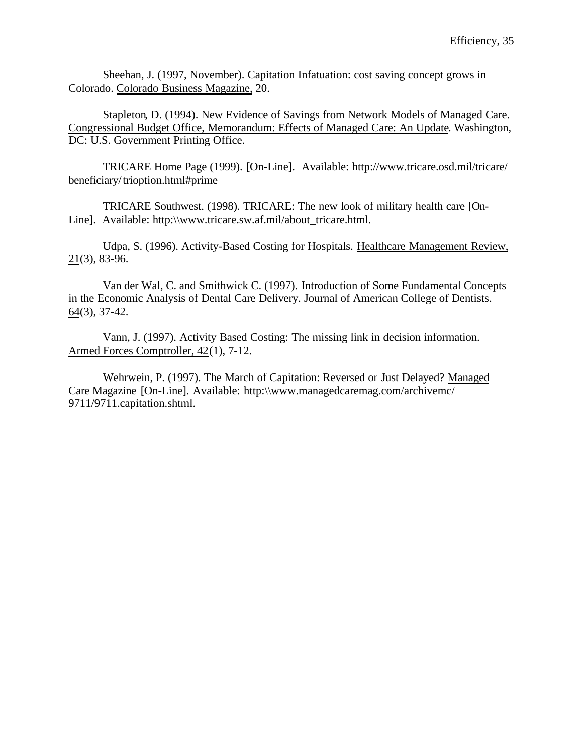Sheehan, J. (1997, November). Capitation Infatuation: cost saving concept grows in Colorado. Colorado Business Magazine, 20.

Stapleton, D. (1994). New Evidence of Savings from Network Models of Managed Care. Congressional Budget Office, Memorandum: Effects of Managed Care: An Update. Washington, DC: U.S. Government Printing Office.

TRICARE Home Page (1999). [On-Line]. Available: http://www.tricare.osd.mil/tricare/beneficiary/trioption.html#prime

TRICARE Southwest. (1998). TRICARE: The new look of military health care [On-Line]. Available: http:\\www.tricare.sw.af.mil/about_tricare.html.

Udpa, S. (1996). Activity-Based Costing for Hospitals. Healthcare Management Review, 21(3), 83-96.

Van der Wal, C. and Smithwick C. (1997). Introduction of Some Fundamental Concepts in the Economic Analysis of Dental Care Delivery. Journal of American College of Dentists. 64(3), 37-42.

Vann, J. (1997). Activity Based Costing: The missing link in decision information. Armed Forces Comptroller, 42(1), 7-12.

Wehrwein, P. (1997). The March of Capitation: Reversed or Just Delayed? Managed Care Magazine [On-Line]. Available: http:\\www.managedcaremag.com/archivemc/9711/9711.capitation.shtml.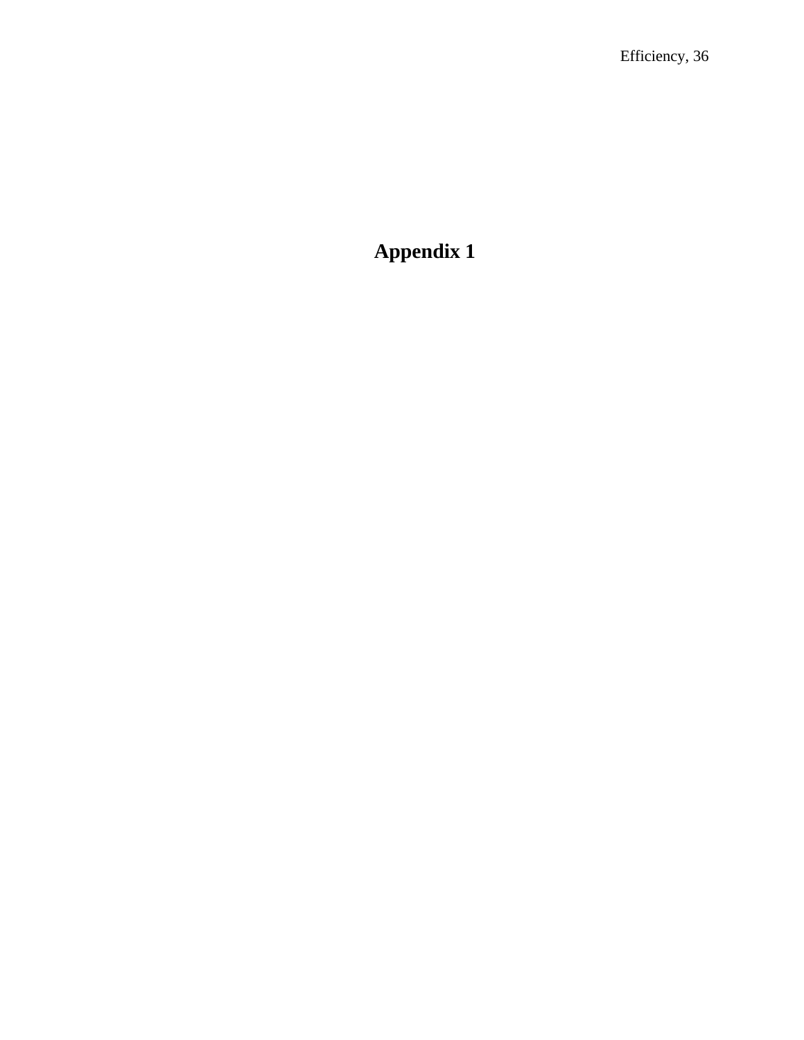# Appendix 1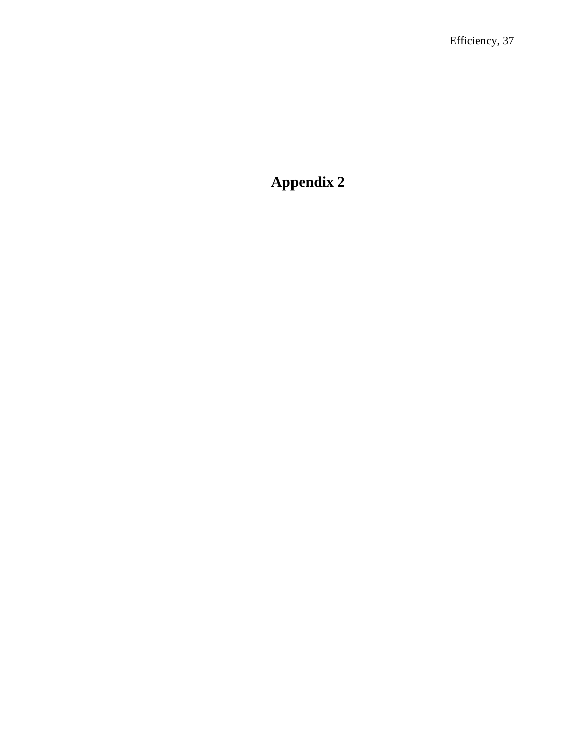# Appendix 2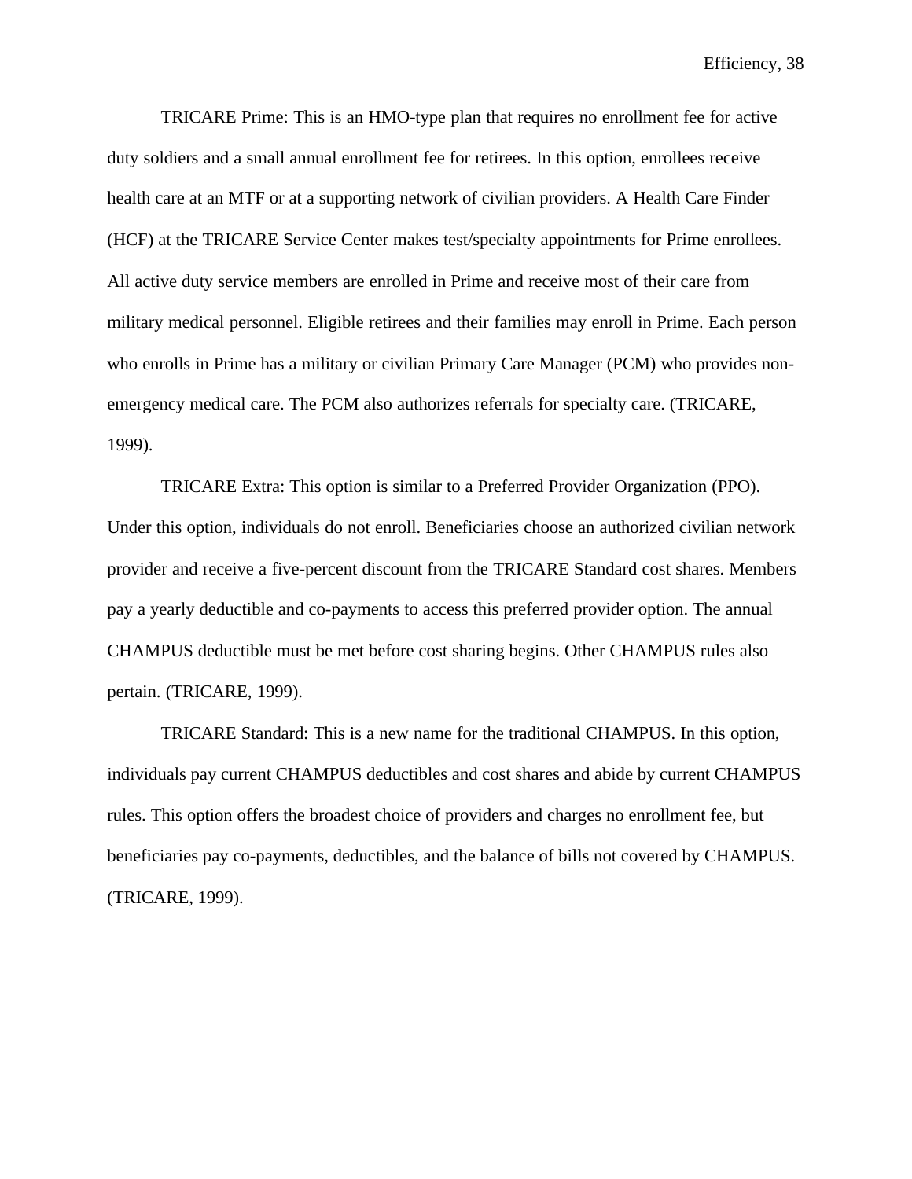TRICARE Prime: This is an HMO-type plan that requires no enrollment fee for active duty soldiers and a small annual enrollment fee for retirees. In this option, enrollees receive health care at an MTF or at a supporting network of civilian providers. A Health Care Finder (HCF) at the TRICARE Service Center makes test/specialty appointments for Prime enrollees. All active duty service members are enrolled in Prime and receive most of their care from military medical personnel. Eligible retirees and their families may enroll in Prime. Each person who enrolls in Prime has a military or civilian Primary Care Manager (PCM) who provides non-emergency medical care. The PCM also authorizes referrals for specialty care. (TRICARE, 1999).

TRICARE Extra: This option is similar to a Preferred Provider Organization (PPO). Under this option, individuals do not enroll. Beneficiaries choose an authorized civilian network provider and receive a five-percent discount from the TRICARE Standard cost shares. Members pay a yearly deductible and co-payments to access this preferred provider option. The annual CHAMPUS deductible must be met before cost sharing begins. Other CHAMPUS rules also pertain. (TRICARE, 1999).

TRICARE Standard: This is a new name for the traditional CHAMPUS. In this option, individuals pay current CHAMPUS deductibles and cost shares and abide by current CHAMPUS rules. This option offers the broadest choice of providers and charges no enrollment fee, but beneficiaries pay co-payments, deductibles, and the balance of bills not covered by CHAMPUS. (TRICARE, 1999).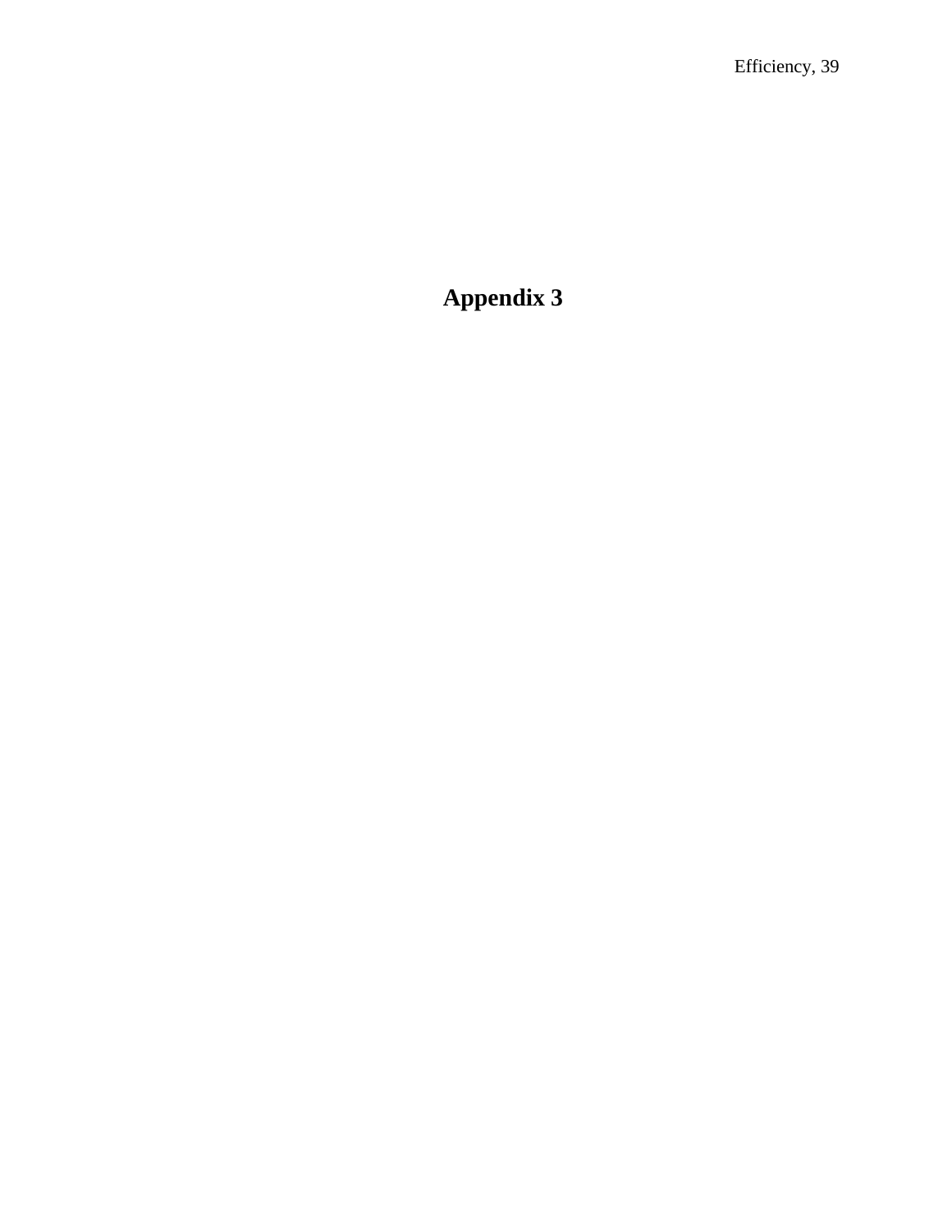# Appendix 3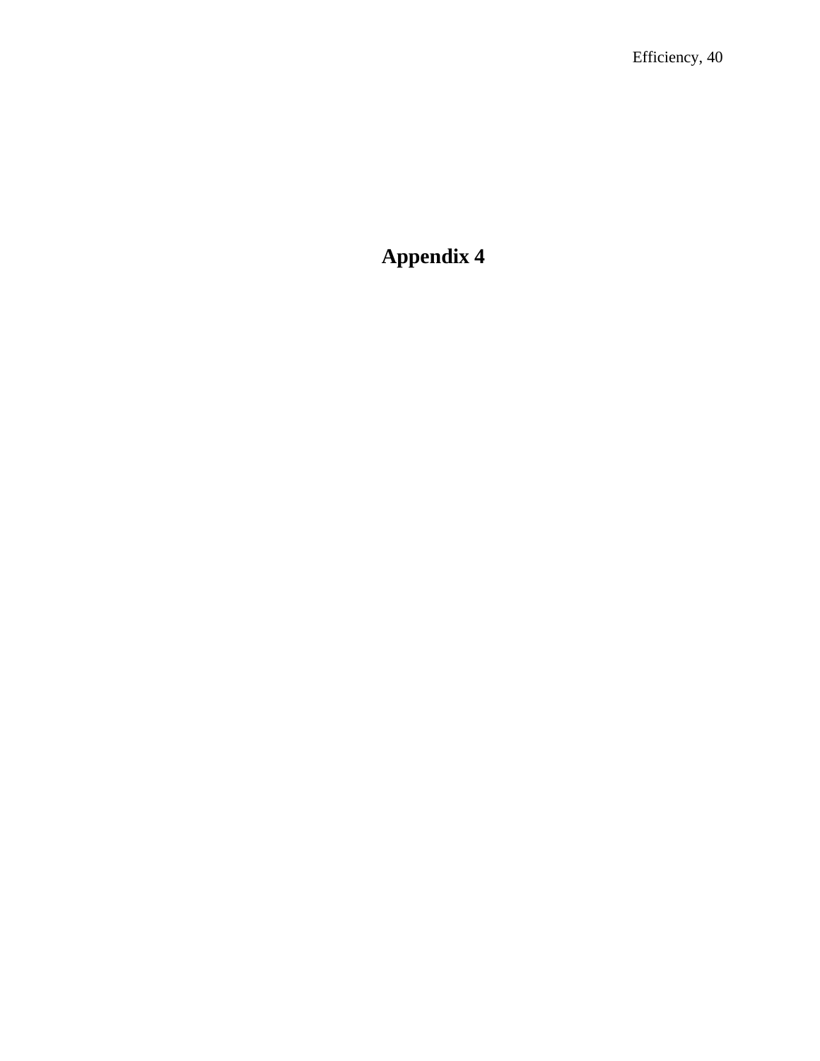# Appendix 4